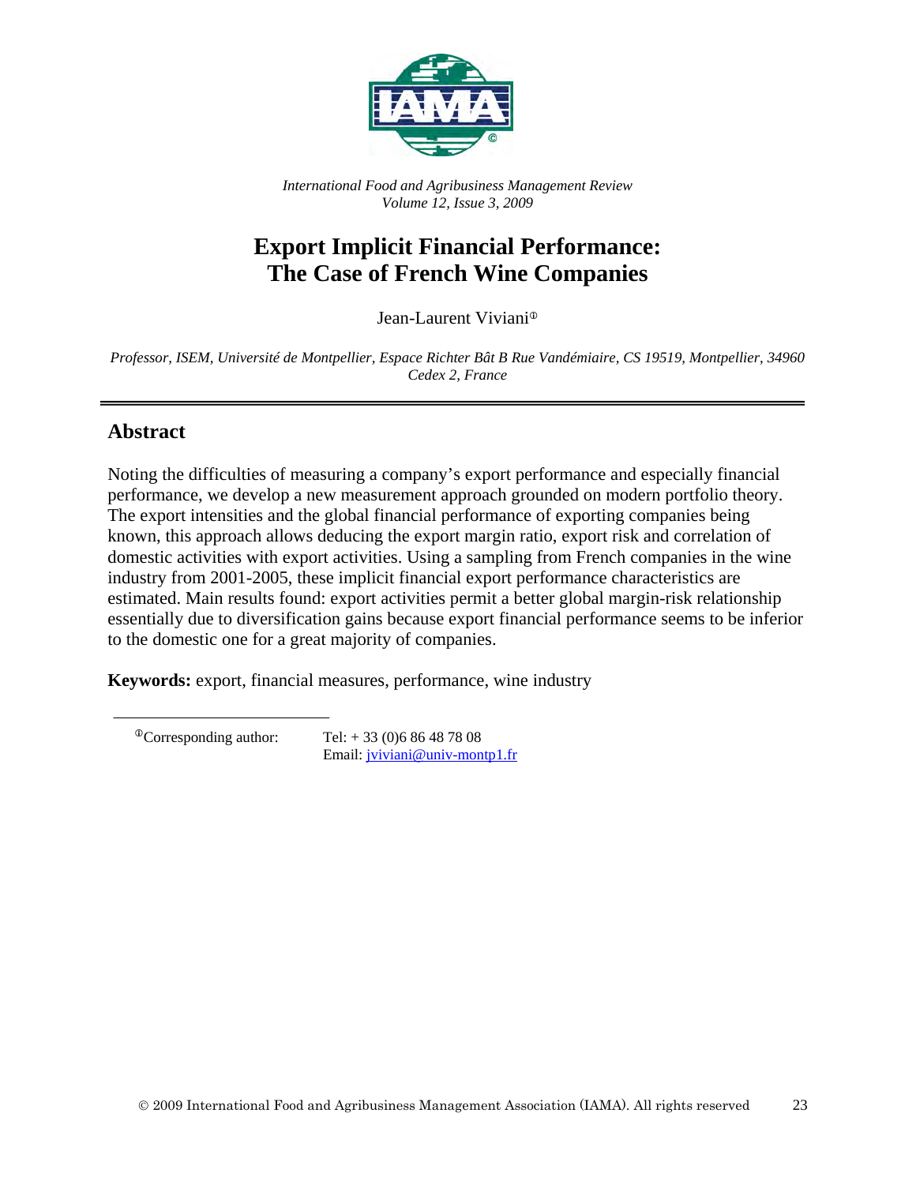*International Food and Agribusiness Management Review*
*Volume 12, Issue 3, 2009*

# Export Implicit Financial Performance: The Case of French Wine Companies

Jean-Laurent Viviani[ⓘ]

*Professor, ISEM, Université de Montpellier, Espace Richter Bât B Rue Vandémiaire, CS 19519, Montpellier, 34960 Cedex 2, France*

---

## Abstract

Noting the difficulties of measuring a company's export performance and especially financial performance, we develop a new measurement approach grounded on modern portfolio theory. The export intensities and the global financial performance of exporting companies being known, this approach allows deducing the export margin ratio, export risk and correlation of domestic activities with export activities. Using a sampling from French companies in the wine industry from 2001-2005, these implicit financial export performance characteristics are estimated. Main results found: export activities permit a better global margin-risk relationship essentially due to diversification gains because export financial performance seems to be inferior to the domestic one for a great majority of companies.

**Keywords:** export, financial measures, performance, wine industry

---

[ⓘ]Corresponding author: Tel: + 33 (0)6 86 48 78 08
Email: jviviani@univ-montp1.fr

© 2009 International Food and Agribusiness Management Association (IAMA). All rights reserved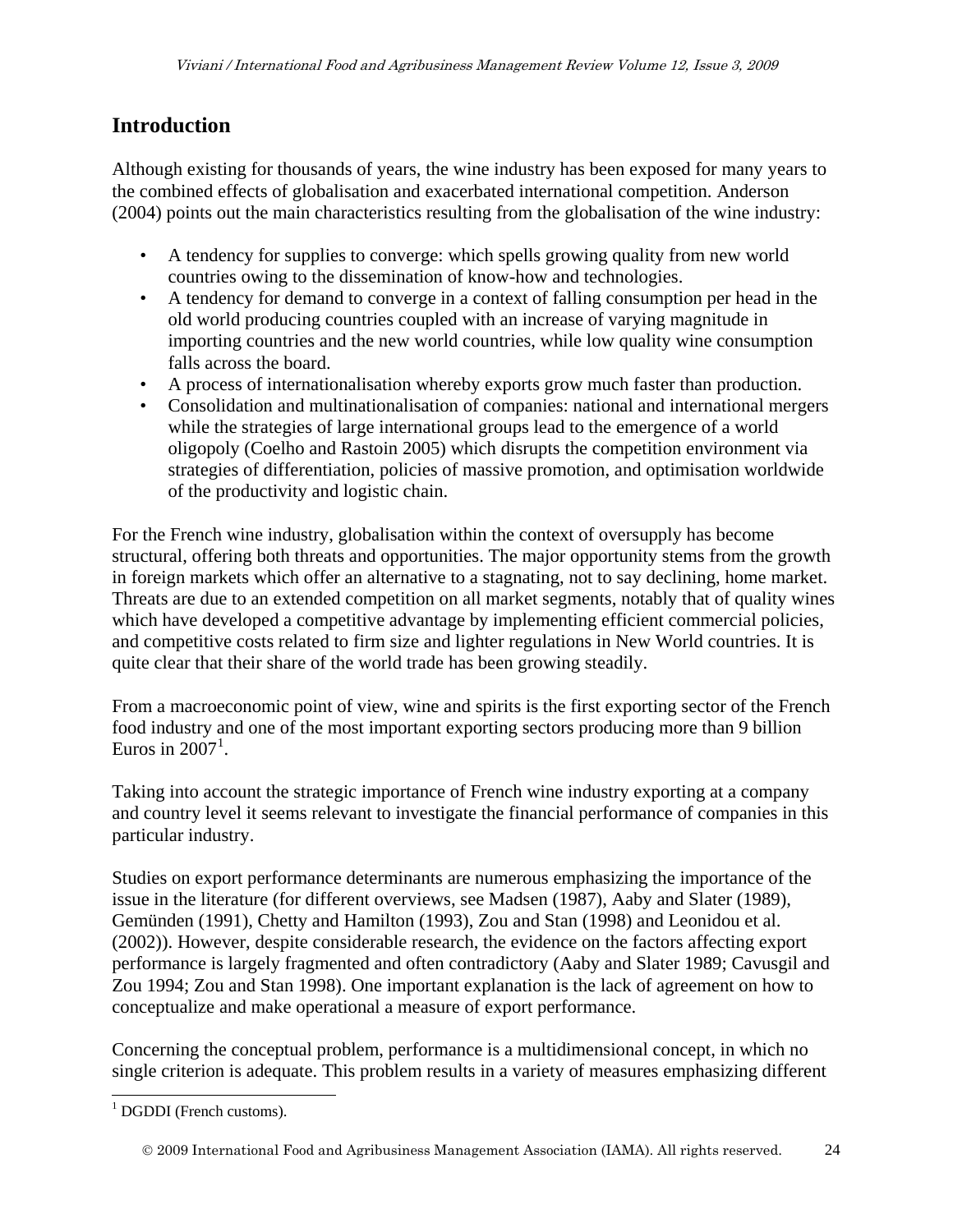## Introduction

Although existing for thousands of years, the wine industry has been exposed for many years to the combined effects of globalisation and exacerbated international competition. Anderson (2004) points out the main characteristics resulting from the globalisation of the wine industry:

- A tendency for supplies to converge: which spells growing quality from new world countries owing to the dissemination of know-how and technologies.
- A tendency for demand to converge in a context of falling consumption per head in the old world producing countries coupled with an increase of varying magnitude in importing countries and the new world countries, while low quality wine consumption falls across the board.
- A process of internationalisation whereby exports grow much faster than production.
- Consolidation and multinationalisation of companies: national and international mergers while the strategies of large international groups lead to the emergence of a world oligopoly (Coelho and Rastoin 2005) which disrupts the competition environment via strategies of differentiation, policies of massive promotion, and optimisation worldwide of the productivity and logistic chain.

For the French wine industry, globalisation within the context of oversupply has become structural, offering both threats and opportunities. The major opportunity stems from the growth in foreign markets which offer an alternative to a stagnating, not to say declining, home market. Threats are due to an extended competition on all market segments, notably that of quality wines which have developed a competitive advantage by implementing efficient commercial policies, and competitive costs related to firm size and lighter regulations in New World countries. It is quite clear that their share of the world trade has been growing steadily.

From a macroeconomic point of view, wine and spirits is the first exporting sector of the French food industry and one of the most important exporting sectors producing more than 9 billion Euros in 2007[1].

Taking into account the strategic importance of French wine industry exporting at a company and country level it seems relevant to investigate the financial performance of companies in this particular industry.

Studies on export performance determinants are numerous emphasizing the importance of the issue in the literature (for different overviews, see Madsen (1987), Aaby and Slater (1989), Gemünden (1991), Chetty and Hamilton (1993), Zou and Stan (1998) and Leonidou et al. (2002)). However, despite considerable research, the evidence on the factors affecting export performance is largely fragmented and often contradictory (Aaby and Slater 1989; Cavusgil and Zou 1994; Zou and Stan 1998). One important explanation is the lack of agreement on how to conceptualize and make operational a measure of export performance.

Concerning the conceptual problem, performance is a multidimensional concept, in which no single criterion is adequate. This problem results in a variety of measures emphasizing different

[1] DGDDI (French customs).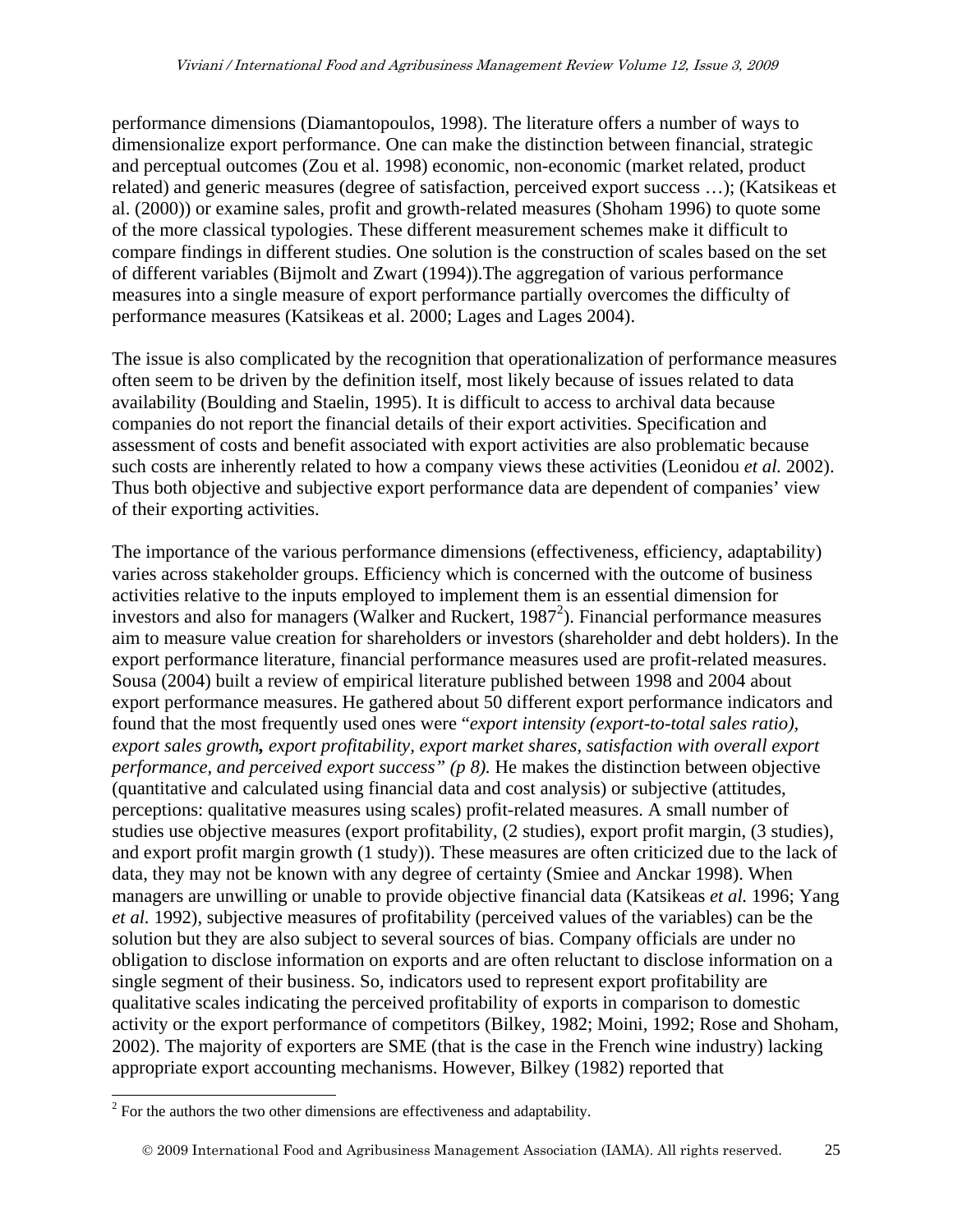performance dimensions (Diamantopoulos, 1998). The literature offers a number of ways to dimensionalize export performance. One can make the distinction between financial, strategic and perceptual outcomes (Zou et al. 1998) economic, non-economic (market related, product related) and generic measures (degree of satisfaction, perceived export success …); (Katsikeas et al. (2000)) or examine sales, profit and growth-related measures (Shoham 1996) to quote some of the more classical typologies. These different measurement schemes make it difficult to compare findings in different studies. One solution is the construction of scales based on the set of different variables (Bijmolt and Zwart (1994)).The aggregation of various performance measures into a single measure of export performance partially overcomes the difficulty of performance measures (Katsikeas et al. 2000; Lages and Lages 2004).

The issue is also complicated by the recognition that operationalization of performance measures often seem to be driven by the definition itself, most likely because of issues related to data availability (Boulding and Staelin, 1995). It is difficult to access to archival data because companies do not report the financial details of their export activities. Specification and assessment of costs and benefit associated with export activities are also problematic because such costs are inherently related to how a company views these activities (Leonidou *et al.* 2002). Thus both objective and subjective export performance data are dependent of companies' view of their exporting activities.

The importance of the various performance dimensions (effectiveness, efficiency, adaptability) varies across stakeholder groups. Efficiency which is concerned with the outcome of business activities relative to the inputs employed to implement them is an essential dimension for investors and also for managers (Walker and Ruckert, 1987[2]). Financial performance measures aim to measure value creation for shareholders or investors (shareholder and debt holders). In the export performance literature, financial performance measures used are profit-related measures. Sousa (2004) built a review of empirical literature published between 1998 and 2004 about export performance measures. He gathered about 50 different export performance indicators and found that the most frequently used ones were "*export intensity (export-to-total sales ratio), export sales growth, export profitability, export market shares, satisfaction with overall export performance, and perceived export success" (p 8).* He makes the distinction between objective (quantitative and calculated using financial data and cost analysis) or subjective (attitudes, perceptions: qualitative measures using scales) profit-related measures. A small number of studies use objective measures (export profitability, (2 studies), export profit margin, (3 studies), and export profit margin growth (1 study)). These measures are often criticized due to the lack of data, they may not be known with any degree of certainty (Smiee and Anckar 1998). When managers are unwilling or unable to provide objective financial data (Katsikeas *et al.* 1996; Yang *et al.* 1992), subjective measures of profitability (perceived values of the variables) can be the solution but they are also subject to several sources of bias. Company officials are under no obligation to disclose information on exports and are often reluctant to disclose information on a single segment of their business. So, indicators used to represent export profitability are qualitative scales indicating the perceived profitability of exports in comparison to domestic activity or the export performance of competitors (Bilkey, 1982; Moini, 1992; Rose and Shoham, 2002). The majority of exporters are SME (that is the case in the French wine industry) lacking appropriate export accounting mechanisms. However, Bilkey (1982) reported that

[2] For the authors the two other dimensions are effectiveness and adaptability.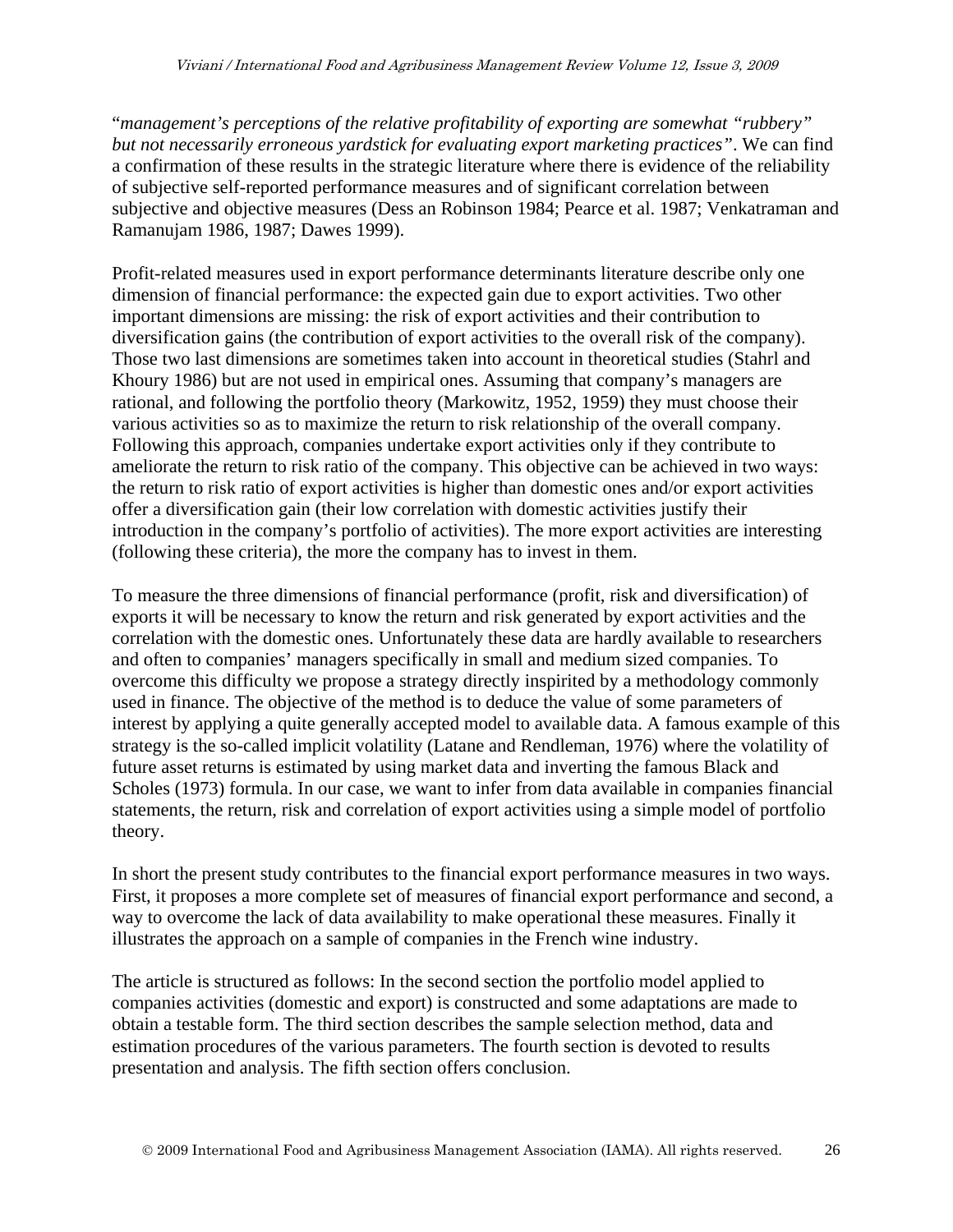"*management's perceptions of the relative profitability of exporting are somewhat "rubbery" but not necessarily erroneous yardstick for evaluating export marketing practices"*. We can find a confirmation of these results in the strategic literature where there is evidence of the reliability of subjective self-reported performance measures and of significant correlation between subjective and objective measures (Dess an Robinson 1984; Pearce et al. 1987; Venkatraman and Ramanujam 1986, 1987; Dawes 1999).

Profit-related measures used in export performance determinants literature describe only one dimension of financial performance: the expected gain due to export activities. Two other important dimensions are missing: the risk of export activities and their contribution to diversification gains (the contribution of export activities to the overall risk of the company). Those two last dimensions are sometimes taken into account in theoretical studies (Stahrl and Khoury 1986) but are not used in empirical ones. Assuming that company's managers are rational, and following the portfolio theory (Markowitz, 1952, 1959) they must choose their various activities so as to maximize the return to risk relationship of the overall company. Following this approach, companies undertake export activities only if they contribute to ameliorate the return to risk ratio of the company. This objective can be achieved in two ways: the return to risk ratio of export activities is higher than domestic ones and/or export activities offer a diversification gain (their low correlation with domestic activities justify their introduction in the company's portfolio of activities). The more export activities are interesting (following these criteria), the more the company has to invest in them.

To measure the three dimensions of financial performance (profit, risk and diversification) of exports it will be necessary to know the return and risk generated by export activities and the correlation with the domestic ones. Unfortunately these data are hardly available to researchers and often to companies' managers specifically in small and medium sized companies. To overcome this difficulty we propose a strategy directly inspirited by a methodology commonly used in finance. The objective of the method is to deduce the value of some parameters of interest by applying a quite generally accepted model to available data. A famous example of this strategy is the so-called implicit volatility (Latane and Rendleman, 1976) where the volatility of future asset returns is estimated by using market data and inverting the famous Black and Scholes (1973) formula. In our case, we want to infer from data available in companies financial statements, the return, risk and correlation of export activities using a simple model of portfolio theory.

In short the present study contributes to the financial export performance measures in two ways. First, it proposes a more complete set of measures of financial export performance and second, a way to overcome the lack of data availability to make operational these measures. Finally it illustrates the approach on a sample of companies in the French wine industry.

The article is structured as follows: In the second section the portfolio model applied to companies activities (domestic and export) is constructed and some adaptations are made to obtain a testable form. The third section describes the sample selection method, data and estimation procedures of the various parameters. The fourth section is devoted to results presentation and analysis. The fifth section offers conclusion.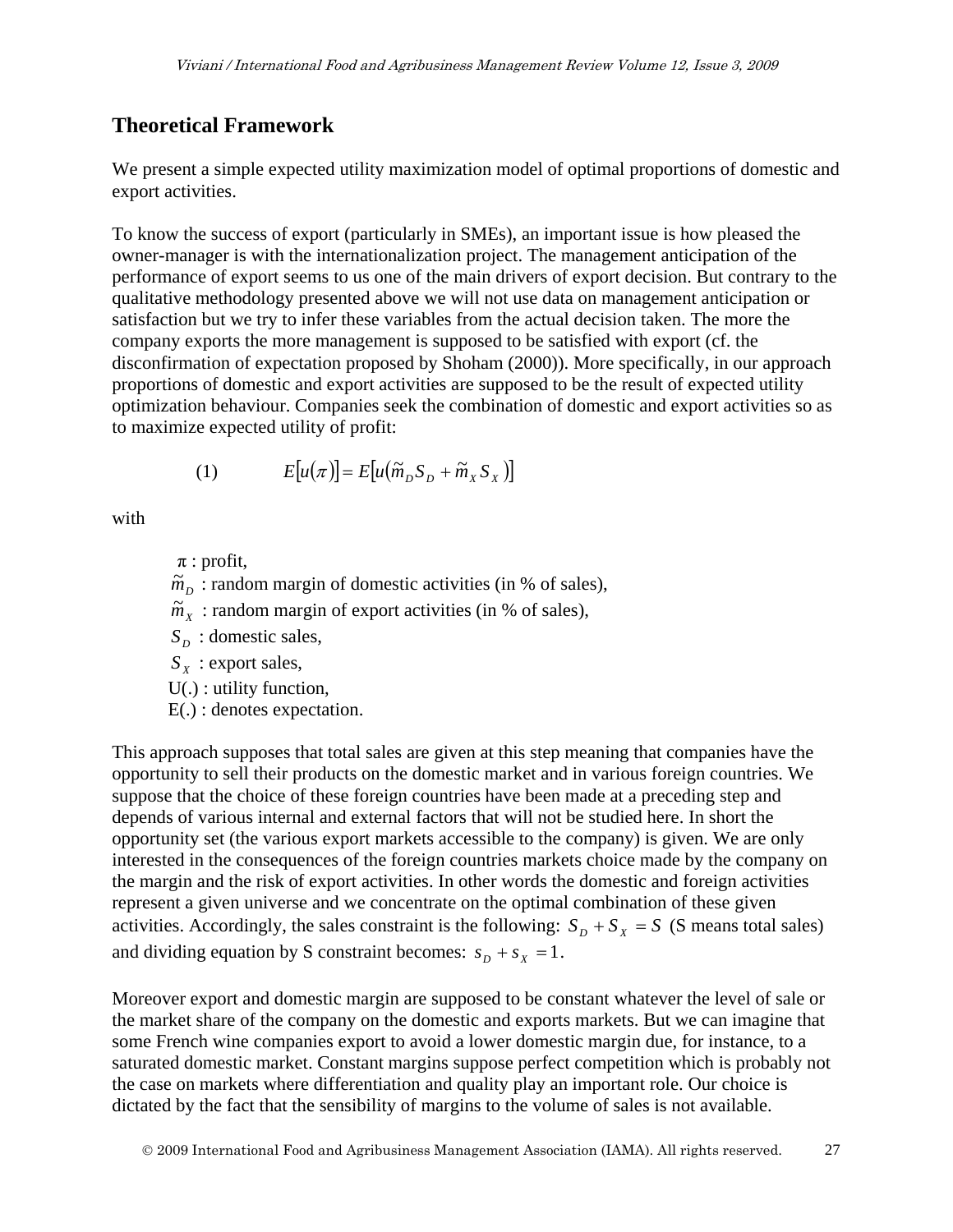## Theoretical Framework

We present a simple expected utility maximization model of optimal proportions of domestic and export activities.

To know the success of export (particularly in SMEs), an important issue is how pleased the owner-manager is with the internationalization project. The management anticipation of the performance of export seems to us one of the main drivers of export decision. But contrary to the qualitative methodology presented above we will not use data on management anticipation or satisfaction but we try to infer these variables from the actual decision taken. The more the company exports the more management is supposed to be satisfied with export (cf. the disconfirmation of expectation proposed by Shoham (2000)). More specifically, in our approach proportions of domestic and export activities are supposed to be the result of expected utility optimization behaviour. Companies seek the combination of domestic and export activities so as to maximize expected utility of profit:

$$(1) \qquad E[u(\pi)] = E[u(\tilde{m}_D S_D + \tilde{m}_X S_X)]$$

with

- $\pi$ : profit,
- $\tilde{m}_D$ : random margin of domestic activities (in % of sales),
- $\tilde{m}_X$ : random margin of export activities (in % of sales),
- $S_D$ : domestic sales,
- $S_X$ : export sales,
- U(.) : utility function,
- E(.) : denotes expectation.

This approach supposes that total sales are given at this step meaning that companies have the opportunity to sell their products on the domestic market and in various foreign countries. We suppose that the choice of these foreign countries have been made at a preceding step and depends of various internal and external factors that will not be studied here. In short the opportunity set (the various export markets accessible to the company) is given. We are only interested in the consequences of the foreign countries markets choice made by the company on the margin and the risk of export activities. In other words the domestic and foreign activities represent a given universe and we concentrate on the optimal combination of these given activities. Accordingly, the sales constraint is the following: $S_D + S_X = S$ (S means total sales) and dividing equation by S constraint becomes: $s_D + s_X = 1$.

Moreover export and domestic margin are supposed to be constant whatever the level of sale or the market share of the company on the domestic and exports markets. But we can imagine that some French wine companies export to avoid a lower domestic margin due, for instance, to a saturated domestic market. Constant margins suppose perfect competition which is probably not the case on markets where differentiation and quality play an important role. Our choice is dictated by the fact that the sensibility of margins to the volume of sales is not available.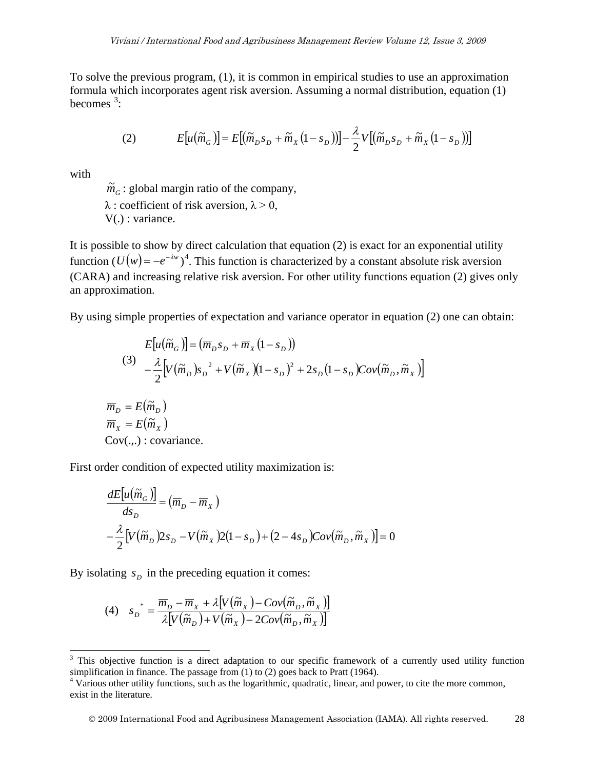To solve the previous program, (1), it is common in empirical studies to use an approximation formula which incorporates agent risk aversion. Assuming a normal distribution, equation (1) becomes [3]:

$$(2) \qquad E\left[u\left(\tilde{m}_G\right)\right] = E\left[\left(\tilde{m}_D s_D + \tilde{m}_X\left(1 - s_D\right)\right)\right] - \frac{\lambda}{2} V\left[\left(\tilde{m}_D s_D + \tilde{m}_X\left(1 - s_D\right)\right)\right]$$

with

$\tilde{m}_G$ : global margin ratio of the company,
$\lambda$ : coefficient of risk aversion, $\lambda > 0$,
V(.) : variance.

It is possible to show by direct calculation that equation (2) is exact for an exponential utility function ($U(w) = -e^{-\lambda w}$)[4]. This function is characterized by a constant absolute risk aversion (CARA) and increasing relative risk aversion. For other utility functions equation (2) gives only an approximation.

By using simple properties of expectation and variance operator in equation (2) one can obtain:

$$(3) \quad \begin{aligned} &E\left[u\left(\tilde{m}_G\right)\right] = \left(\overline{m}_D s_D + \overline{m}_X\left(1 - s_D\right)\right) \\ &-\frac{\lambda}{2}\left[V\left(\tilde{m}_D\right)s_D^{\,2} + V\left(\tilde{m}_X\right)\left(1 - s_D\right)^2 + 2s_D\left(1 - s_D\right)Cov\left(\tilde{m}_D, \tilde{m}_X\right)\right] \end{aligned}$$

$\overline{m}_D = E\left(\tilde{m}_D\right)$
$\overline{m}_X = E\left(\tilde{m}_X\right)$
Cov(.,.) : covariance.

First order condition of expected utility maximization is:

$$\begin{aligned} &\frac{dE\left[u\left(\tilde{m}_G\right)\right]}{ds_D} = \left(\overline{m}_D - \overline{m}_X\right) \\ &-\frac{\lambda}{2}\left[V\left(\tilde{m}_D\right)2s_D - V\left(\tilde{m}_X\right)2\left(1 - s_D\right) + \left(2 - 4s_D\right)Cov\left(\tilde{m}_D, \tilde{m}_X\right)\right] = 0 \end{aligned}$$

By isolating $s_D$ in the preceding equation it comes:

$$(4) \quad s_D^{\,*} = \frac{\overline{m}_D - \overline{m}_X + \lambda\left[V\left(\tilde{m}_X\right) - Cov\left(\tilde{m}_D, \tilde{m}_X\right)\right]}{\lambda\left[V\left(\tilde{m}_D\right) + V\left(\tilde{m}_X\right) - 2Cov\left(\tilde{m}_D, \tilde{m}_X\right)\right]}$$

---

[3] This objective function is a direct adaptation to our specific framework of a currently used utility function simplification in finance. The passage from (1) to (2) goes back to Pratt (1964).

[4] Various other utility functions, such as the logarithmic, quadratic, linear, and power, to cite the more common, exist in the literature.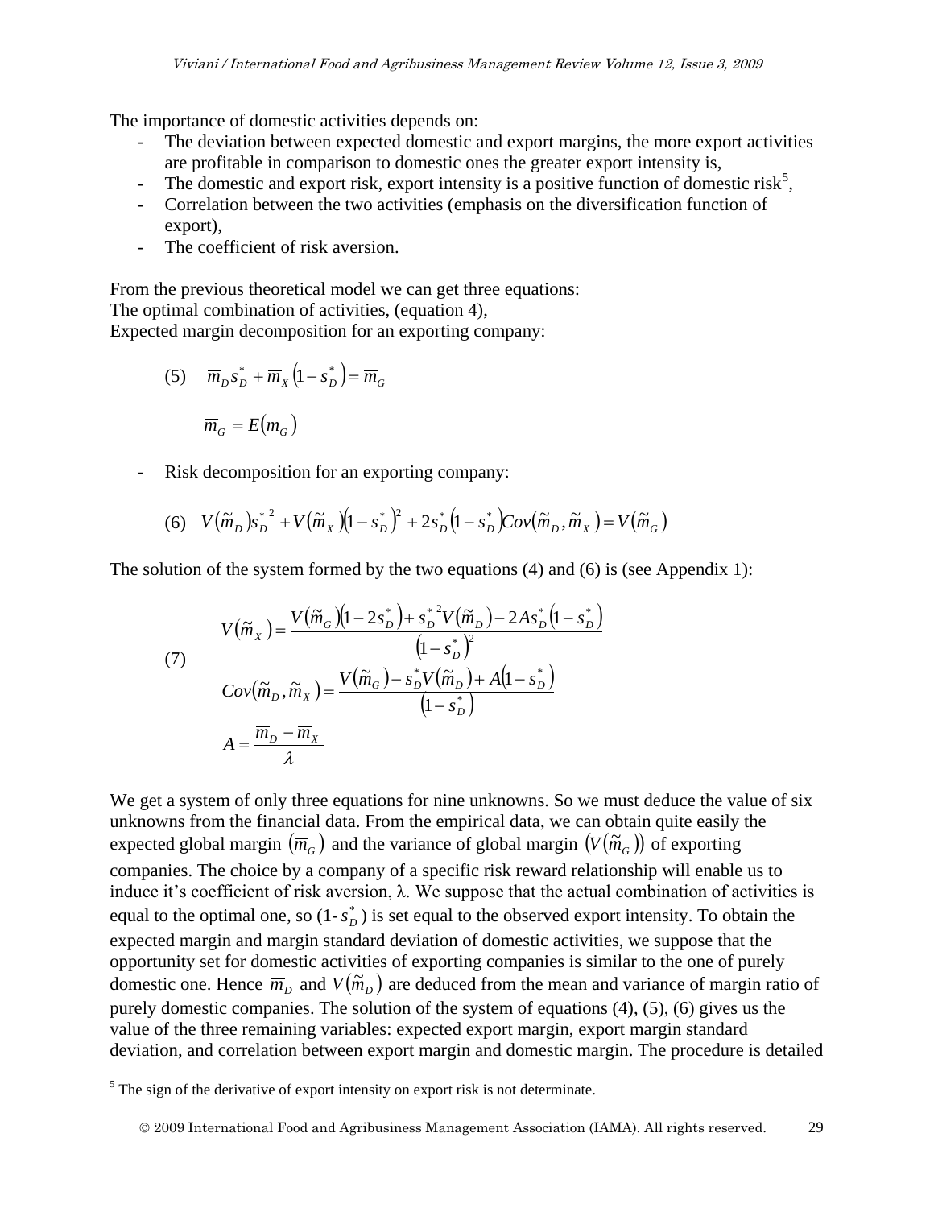The importance of domestic activities depends on:

- The deviation between expected domestic and export margins, the more export activities are profitable in comparison to domestic ones the greater export intensity is,
- The domestic and export risk, export intensity is a positive function of domestic risk[5],
- Correlation between the two activities (emphasis on the diversification function of export),
- The coefficient of risk aversion.

From the previous theoretical model we can get three equations:
The optimal combination of activities, (equation 4),
Expected margin decomposition for an exporting company:

$$(5) \quad \overline{m}_D s_D^* + \overline{m}_X \left(1 - s_D^*\right) = \overline{m}_G$$

$$\overline{m}_G = E\left(m_G\right)$$

- Risk decomposition for an exporting company:

$$(6) \quad V\left(\tilde{m}_D\right) s_D^{*\,2} + V\left(\tilde{m}_X\right)\left(1 - s_D^*\right)^2 + 2 s_D^* \left(1 - s_D^*\right) Cov\left(\tilde{m}_D, \tilde{m}_X\right) = V\left(\tilde{m}_G\right)$$

The solution of the system formed by the two equations (4) and (6) is (see Appendix 1):

$$(7) \quad \begin{aligned} V\left(\tilde{m}_X\right) &= \frac{V\left(\tilde{m}_G\right)\left(1 - 2 s_D^*\right) + s_D^{*\,2} V\left(\tilde{m}_D\right) - 2 A s_D^* \left(1 - s_D^*\right)}{\left(1 - s_D^*\right)^2} \\ Cov\left(\tilde{m}_D, \tilde{m}_X\right) &= \frac{V\left(\tilde{m}_G\right) - s_D^* V\left(\tilde{m}_D\right) + A\left(1 - s_D^*\right)}{\left(1 - s_D^*\right)} \\ A &= \frac{\overline{m}_D - \overline{m}_X}{\lambda} \end{aligned}$$

We get a system of only three equations for nine unknowns. So we must deduce the value of six unknowns from the financial data. From the empirical data, we can obtain quite easily the expected global margin $\left(\overline{m}_G\right)$ and the variance of global margin $\left(V\left(\tilde{m}_G\right)\right)$ of exporting companies. The choice by a company of a specific risk reward relationship will enable us to induce it's coefficient of risk aversion, λ. We suppose that the actual combination of activities is equal to the optimal one, so ($1 - s_D^*$) is set equal to the observed export intensity. To obtain the expected margin and margin standard deviation of domestic activities, we suppose that the opportunity set for domestic activities of exporting companies is similar to the one of purely domestic one. Hence $\overline{m}_D$ and $V\left(\tilde{m}_D\right)$ are deduced from the mean and variance of margin ratio of purely domestic companies. The solution of the system of equations (4), (5), (6) gives us the value of the three remaining variables: expected export margin, export margin standard deviation, and correlation between export margin and domestic margin. The procedure is detailed

[5] The sign of the derivative of export intensity on export risk is not determinate.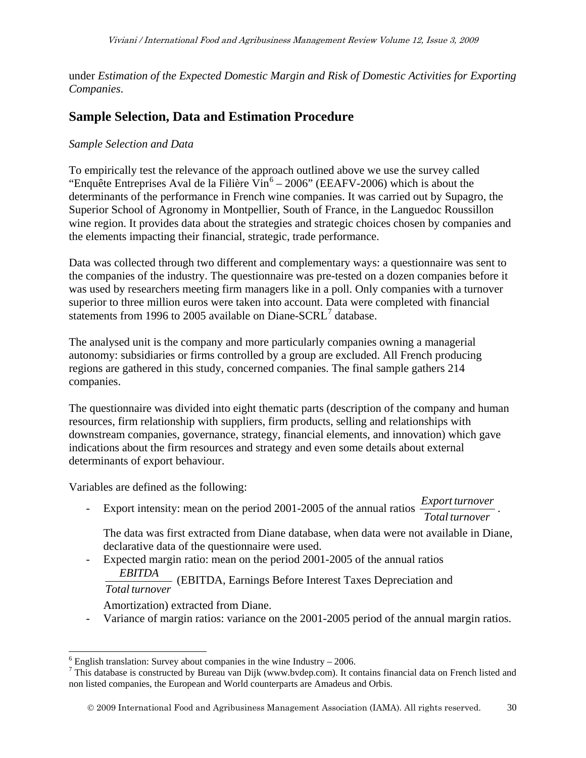under *Estimation of the Expected Domestic Margin and Risk of Domestic Activities for Exporting Companies*.

## Sample Selection, Data and Estimation Procedure

*Sample Selection and Data*

To empirically test the relevance of the approach outlined above we use the survey called "Enquête Entreprises Aval de la Filière Vin[6] – 2006" (EEAFV-2006) which is about the determinants of the performance in French wine companies. It was carried out by Supagro, the Superior School of Agronomy in Montpellier, South of France, in the Languedoc Roussillon wine region. It provides data about the strategies and strategic choices chosen by companies and the elements impacting their financial, strategic, trade performance.

Data was collected through two different and complementary ways: a questionnaire was sent to the companies of the industry. The questionnaire was pre-tested on a dozen companies before it was used by researchers meeting firm managers like in a poll. Only companies with a turnover superior to three million euros were taken into account. Data were completed with financial statements from 1996 to 2005 available on Diane-SCRL[7] database.

The analysed unit is the company and more particularly companies owning a managerial autonomy: subsidiaries or firms controlled by a group are excluded. All French producing regions are gathered in this study, concerned companies. The final sample gathers 214 companies.

The questionnaire was divided into eight thematic parts (description of the company and human resources, firm relationship with suppliers, firm products, selling and relationships with downstream companies, governance, strategy, financial elements, and innovation) which gave indications about the firm resources and strategy and even some details about external determinants of export behaviour.

Variables are defined as the following:

- Export intensity: mean on the period 2001-2005 of the annual ratios $\frac{Export\, turnover}{Total\, turnover}$.

  The data was first extracted from Diane database, when data were not available in Diane, declarative data of the questionnaire were used.
- Expected margin ratio: mean on the period 2001-2005 of the annual ratios $\frac{EBITDA}{Total\, turnover}$ (EBITDA, Earnings Before Interest Taxes Depreciation and Amortization) extracted from Diane.
- Variance of margin ratios: variance on the 2001-2005 period of the annual margin ratios.

---

[6] English translation: Survey about companies in the wine Industry – 2006.

[7] This database is constructed by Bureau van Dijk (www.bvdep.com). It contains financial data on French listed and non listed companies, the European and World counterparts are Amadeus and Orbis.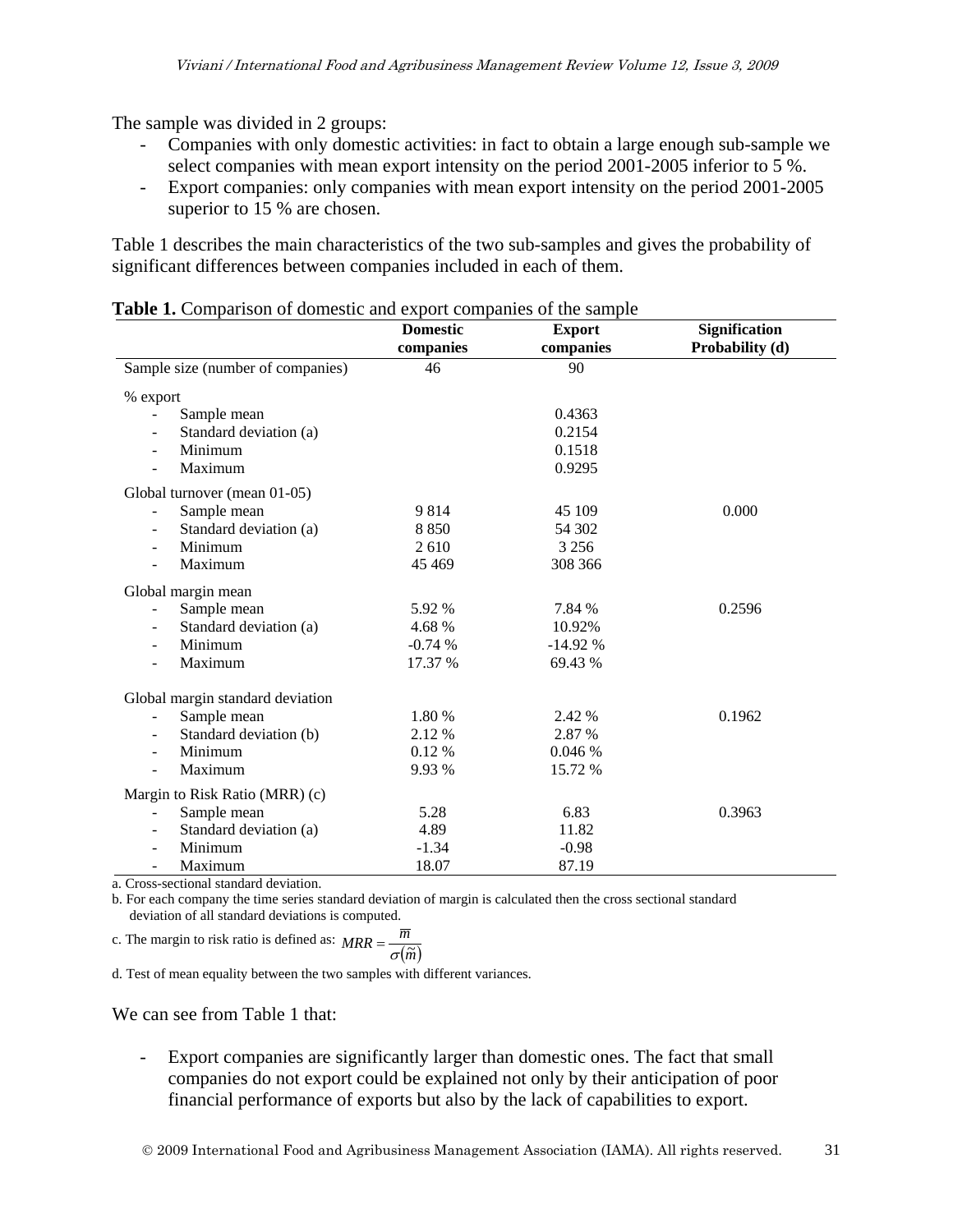The sample was divided in 2 groups:

- Companies with only domestic activities: in fact to obtain a large enough sub-sample we select companies with mean export intensity on the period 2001-2005 inferior to 5 %.
- Export companies: only companies with mean export intensity on the period 2001-2005 superior to 15 % are chosen.

Table 1 describes the main characteristics of the two sub-samples and gives the probability of significant differences between companies included in each of them.

**Table 1.** Comparison of domestic and export companies of the sample

| | **Domestic companies** | **Export companies** | **Signification Probability (d)** |
|---|---|---|---|
| Sample size (number of companies) | 46 | 90 | |
| % export | | | |
| - Sample mean | | 0.4363 | |
| - Standard deviation (a) | | 0.2154 | |
| - Minimum | | 0.1518 | |
| - Maximum | | 0.9295 | |
| Global turnover (mean 01-05) | | | |
| - Sample mean | 9 814 | 45 109 | 0.000 |
| - Standard deviation (a) | 8 850 | 54 302 | |
| - Minimum | 2 610 | 3 256 | |
| - Maximum | 45 469 | 308 366 | |
| Global margin mean | | | |
| - Sample mean | 5.92 % | 7.84 % | 0.2596 |
| - Standard deviation (a) | 4.68 % | 10.92% | |
| - Minimum | -0.74 % | -14.92 % | |
| - Maximum | 17.37 % | 69.43 % | |
| Global margin standard deviation | | | |
| - Sample mean | 1.80 % | 2.42 % | 0.1962 |
| - Standard deviation (b) | 2.12 % | 2.87 % | |
| - Minimum | 0.12 % | 0.046 % | |
| - Maximum | 9.93 % | 15.72 % | |
| Margin to Risk Ratio (MRR) (c) | | | |
| - Sample mean | 5.28 | 6.83 | 0.3963 |
| - Standard deviation (a) | 4.89 | 11.82 | |
| - Minimum | -1.34 | -0.98 | |
| - Maximum | 18.07 | 87.19 | |

a. Cross-sectional standard deviation.

b. For each company the time series standard deviation of margin is calculated then the cross sectional standard deviation of all standard deviations is computed.

c. The margin to risk ratio is defined as: $MRR = \dfrac{\overline{m}}{\sigma(\tilde{m})}$

d. Test of mean equality between the two samples with different variances.

We can see from Table 1 that:

- Export companies are significantly larger than domestic ones. The fact that small companies do not export could be explained not only by their anticipation of poor financial performance of exports but also by the lack of capabilities to export.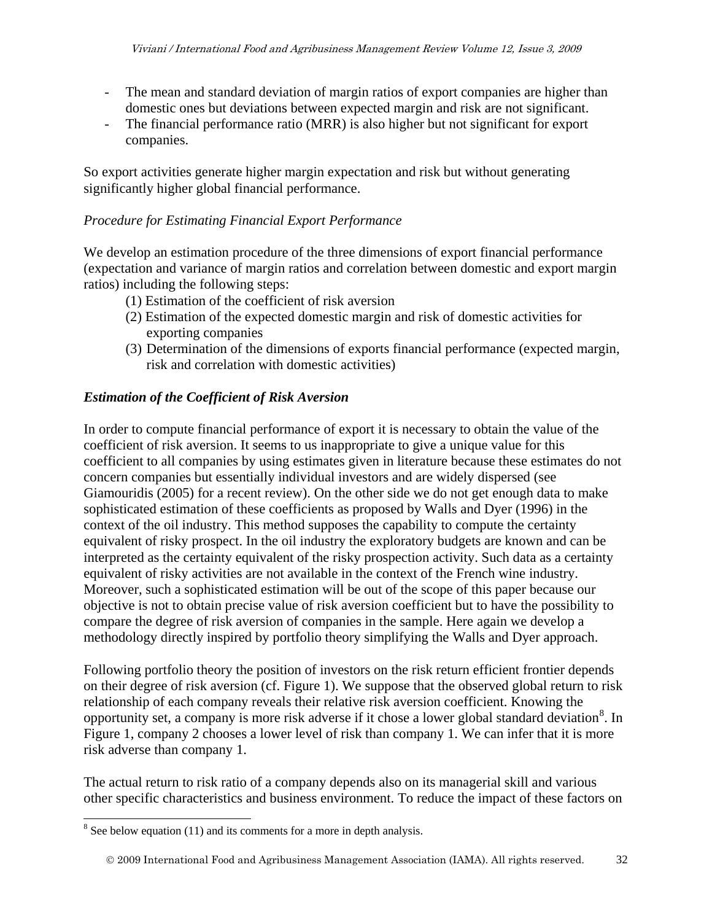- The mean and standard deviation of margin ratios of export companies are higher than domestic ones but deviations between expected margin and risk are not significant.
- The financial performance ratio (MRR) is also higher but not significant for export companies.

So export activities generate higher margin expectation and risk but without generating significantly higher global financial performance.

*Procedure for Estimating Financial Export Performance*

We develop an estimation procedure of the three dimensions of export financial performance (expectation and variance of margin ratios and correlation between domestic and export margin ratios) including the following steps:

(1) Estimation of the coefficient of risk aversion
(2) Estimation of the expected domestic margin and risk of domestic activities for exporting companies
(3) Determination of the dimensions of exports financial performance (expected margin, risk and correlation with domestic activities)

***Estimation of the Coefficient of Risk Aversion***

In order to compute financial performance of export it is necessary to obtain the value of the coefficient of risk aversion. It seems to us inappropriate to give a unique value for this coefficient to all companies by using estimates given in literature because these estimates do not concern companies but essentially individual investors and are widely dispersed (see Giamouridis (2005) for a recent review). On the other side we do not get enough data to make sophisticated estimation of these coefficients as proposed by Walls and Dyer (1996) in the context of the oil industry. This method supposes the capability to compute the certainty equivalent of risky prospect. In the oil industry the exploratory budgets are known and can be interpreted as the certainty equivalent of the risky prospection activity. Such data as a certainty equivalent of risky activities are not available in the context of the French wine industry. Moreover, such a sophisticated estimation will be out of the scope of this paper because our objective is not to obtain precise value of risk aversion coefficient but to have the possibility to compare the degree of risk aversion of companies in the sample. Here again we develop a methodology directly inspired by portfolio theory simplifying the Walls and Dyer approach.

Following portfolio theory the position of investors on the risk return efficient frontier depends on their degree of risk aversion (cf. Figure 1). We suppose that the observed global return to risk relationship of each company reveals their relative risk aversion coefficient. Knowing the opportunity set, a company is more risk adverse if it chose a lower global standard deviation[8]. In Figure 1, company 2 chooses a lower level of risk than company 1. We can infer that it is more risk adverse than company 1.

The actual return to risk ratio of a company depends also on its managerial skill and various other specific characteristics and business environment. To reduce the impact of these factors on

[8] See below equation (11) and its comments for a more in depth analysis.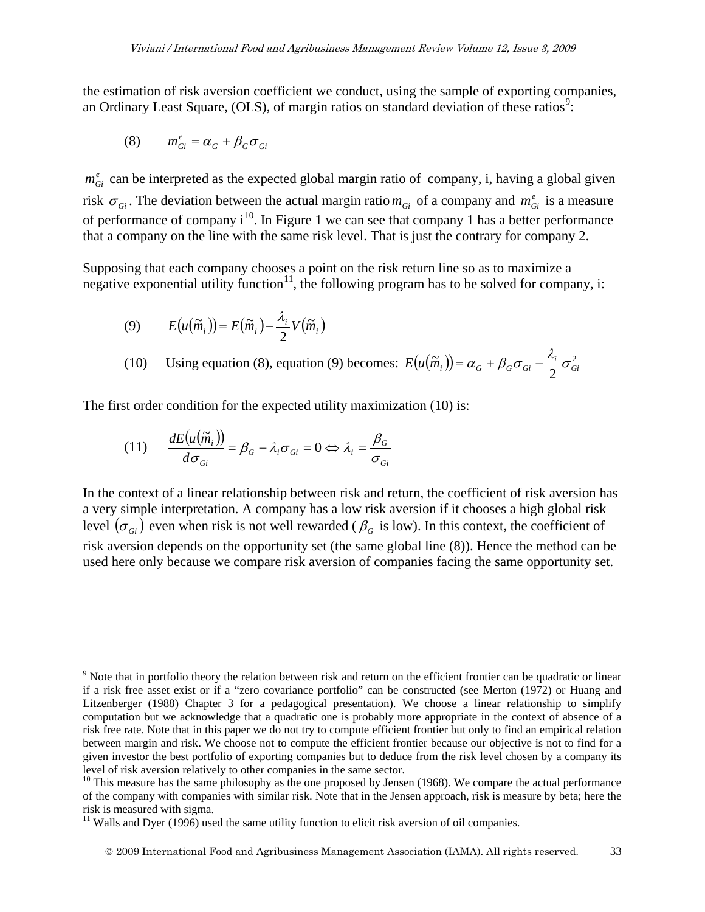the estimation of risk aversion coefficient we conduct, using the sample of exporting companies, an Ordinary Least Square, (OLS), of margin ratios on standard deviation of these ratios[9]:

$$(8) \qquad m_{Gi}^{e} = \alpha_G + \beta_G \sigma_{Gi}$$

$m_{Gi}^{e}$ can be interpreted as the expected global margin ratio of company, i, having a global given risk $\sigma_{Gi}$. The deviation between the actual margin ratio $\overline{m}_{Gi}$ of a company and $m_{Gi}^{e}$ is a measure of performance of company i[10]. In Figure 1 we can see that company 1 has a better performance that a company on the line with the same risk level. That is just the contrary for company 2.

Supposing that each company chooses a point on the risk return line so as to maximize a negative exponential utility function[11], the following program has to be solved for company, i:

$$(9) \qquad E(u(\tilde{m}_i)) = E(\tilde{m}_i) - \frac{\lambda_i}{2} V(\tilde{m}_i)$$

(10) Using equation (8), equation (9) becomes: $E(u(\tilde{m}_i)) = \alpha_G + \beta_G \sigma_{Gi} - \frac{\lambda_i}{2}\sigma_{Gi}^2$

The first order condition for the expected utility maximization (10) is:

$$(11) \qquad \frac{dE(u(\tilde{m}_i))}{d\sigma_{Gi}} = \beta_G - \lambda_i \sigma_{Gi} = 0 \Leftrightarrow \lambda_i = \frac{\beta_G}{\sigma_{Gi}}$$

In the context of a linear relationship between risk and return, the coefficient of risk aversion has a very simple interpretation. A company has a low risk aversion if it chooses a high global risk level $(\sigma_{Gi})$ even when risk is not well rewarded ($\beta_G$ is low). In this context, the coefficient of risk aversion depends on the opportunity set (the same global line (8)). Hence the method can be used here only because we compare risk aversion of companies facing the same opportunity set.

---

[9] Note that in portfolio theory the relation between risk and return on the efficient frontier can be quadratic or linear if a risk free asset exist or if a "zero covariance portfolio" can be constructed (see Merton (1972) or Huang and Litzenberger (1988) Chapter 3 for a pedagogical presentation). We choose a linear relationship to simplify computation but we acknowledge that a quadratic one is probably more appropriate in the context of absence of a risk free rate. Note that in this paper we do not try to compute efficient frontier but only to find an empirical relation between margin and risk. We choose not to compute the efficient frontier because our objective is not to find for a given investor the best portfolio of exporting companies but to deduce from the risk level chosen by a company its level of risk aversion relatively to other companies in the same sector.

[10] This measure has the same philosophy as the one proposed by Jensen (1968). We compare the actual performance of the company with companies with similar risk. Note that in the Jensen approach, risk is measure by beta; here the risk is measured with sigma.

[11] Walls and Dyer (1996) used the same utility function to elicit risk aversion of oil companies.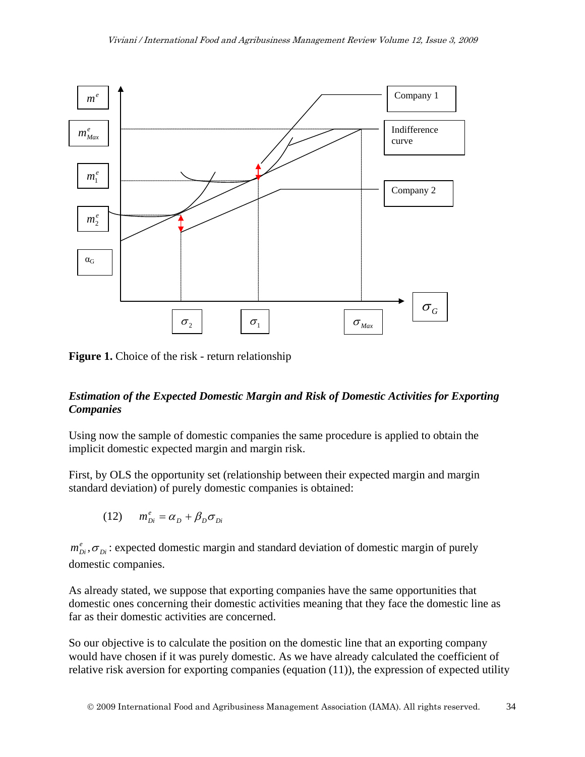**Figure 1.** Choice of the risk - return relationship

### *Estimation of the Expected Domestic Margin and Risk of Domestic Activities for Exporting Companies*

Using now the sample of domestic companies the same procedure is applied to obtain the implicit domestic expected margin and margin risk.

First, by OLS the opportunity set (relationship between their expected margin and margin standard deviation) of purely domestic companies is obtained:

$$(12) \qquad m^e_{Di} = \alpha_D + \beta_D \sigma_{Di}$$

$m^e_{Di}, \sigma_{Di}$ : expected domestic margin and standard deviation of domestic margin of purely domestic companies.

As already stated, we suppose that exporting companies have the same opportunities that domestic ones concerning their domestic activities meaning that they face the domestic line as far as their domestic activities are concerned.

So our objective is to calculate the position on the domestic line that an exporting company would have chosen if it was purely domestic. As we have already calculated the coefficient of relative risk aversion for exporting companies (equation (11)), the expression of expected utility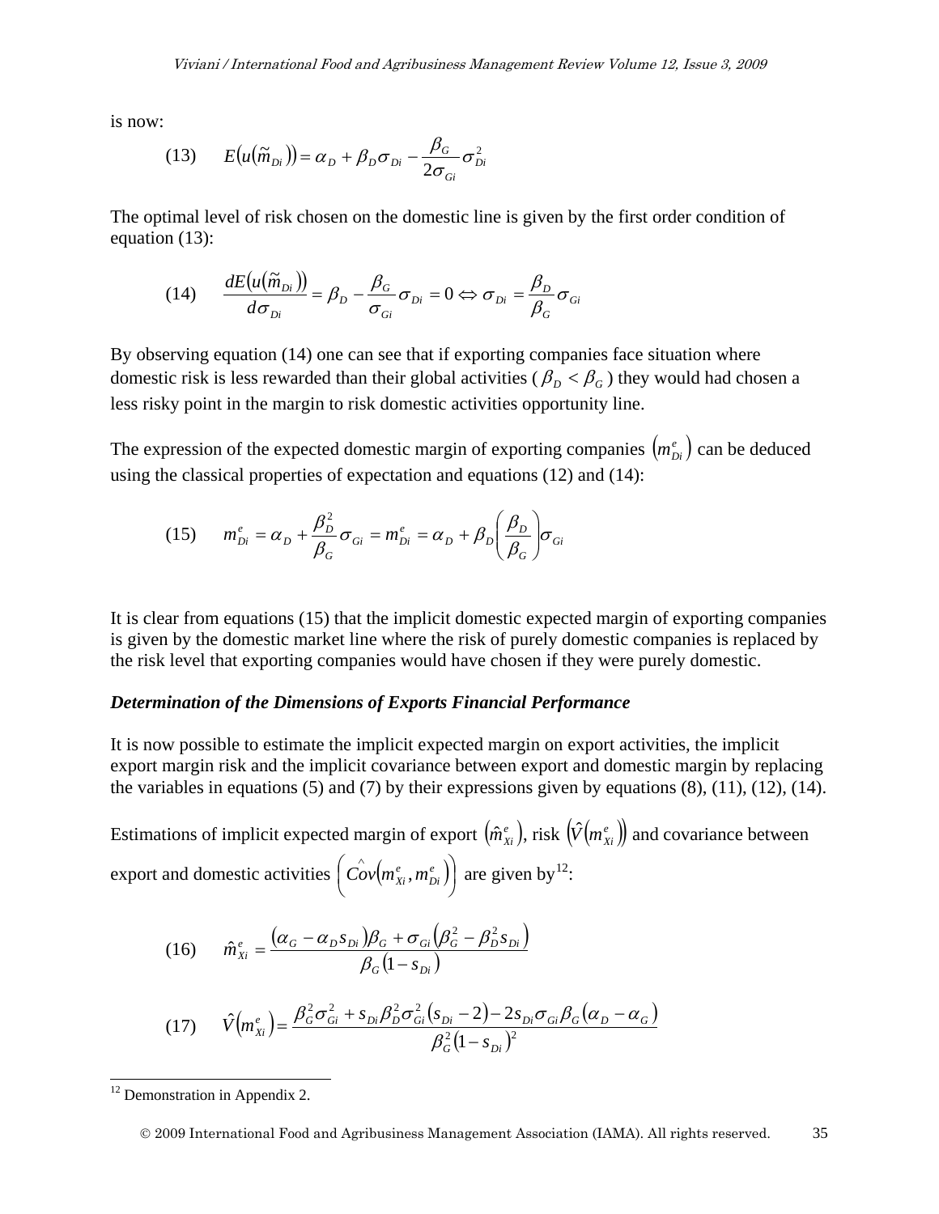is now:

$$(13) \qquad E(u(\tilde{m}_{Di})) = \alpha_D + \beta_D \sigma_{Di} - \frac{\beta_G}{2\sigma_{Gi}} \sigma_{Di}^2$$

The optimal level of risk chosen on the domestic line is given by the first order condition of equation (13):

$$(14) \qquad \frac{dE(u(\tilde{m}_{Di}))}{d\sigma_{Di}} = \beta_D - \frac{\beta_G}{\sigma_{Gi}} \sigma_{Di} = 0 \Leftrightarrow \sigma_{Di} = \frac{\beta_D}{\beta_G} \sigma_{Gi}$$

By observing equation (14) one can see that if exporting companies face situation where domestic risk is less rewarded than their global activities ( $\beta_D < \beta_G$ ) they would had chosen a less risky point in the margin to risk domestic activities opportunity line.

The expression of the expected domestic margin of exporting companies $\left(m_{Di}^e\right)$ can be deduced using the classical properties of expectation and equations (12) and (14):

$$(15) \qquad m_{Di}^e = \alpha_D + \frac{\beta_D^2}{\beta_G} \sigma_{Gi} = m_{Di}^e = \alpha_D + \beta_D \left(\frac{\beta_D}{\beta_G}\right) \sigma_{Gi}$$

It is clear from equations (15) that the implicit domestic expected margin of exporting companies is given by the domestic market line where the risk of purely domestic companies is replaced by the risk level that exporting companies would have chosen if they were purely domestic.

***Determination of the Dimensions of Exports Financial Performance***

It is now possible to estimate the implicit expected margin on export activities, the implicit export margin risk and the implicit covariance between export and domestic margin by replacing the variables in equations (5) and (7) by their expressions given by equations (8), (11), (12), (14).

Estimations of implicit expected margin of export $\left(\hat{m}_{Xi}^e\right)$, risk $\left(\hat{V}\left(m_{Xi}^e\right)\right)$ and covariance between export and domestic activities $\left(\hat{Cov}\left(m_{Xi}^e, m_{Di}^e\right)\right)$ are given by[12]:

$$(16) \qquad \hat{m}_{Xi}^e = \frac{(\alpha_G - \alpha_D s_{Di})\beta_G + \sigma_{Gi}\left(\beta_G^2 - \beta_D^2 s_{Di}\right)}{\beta_G (1 - s_{Di})}$$

$$(17) \qquad \hat{V}\left(m_{Xi}^e\right) = \frac{\beta_G^2 \sigma_{Gi}^2 + s_{Di} \beta_D^2 \sigma_{Gi}^2 (s_{Di} - 2) - 2 s_{Di} \sigma_{Gi} \beta_G (\alpha_D - \alpha_G)}{\beta_G^2 (1 - s_{Di})^2}$$

[12] Demonstration in Appendix 2.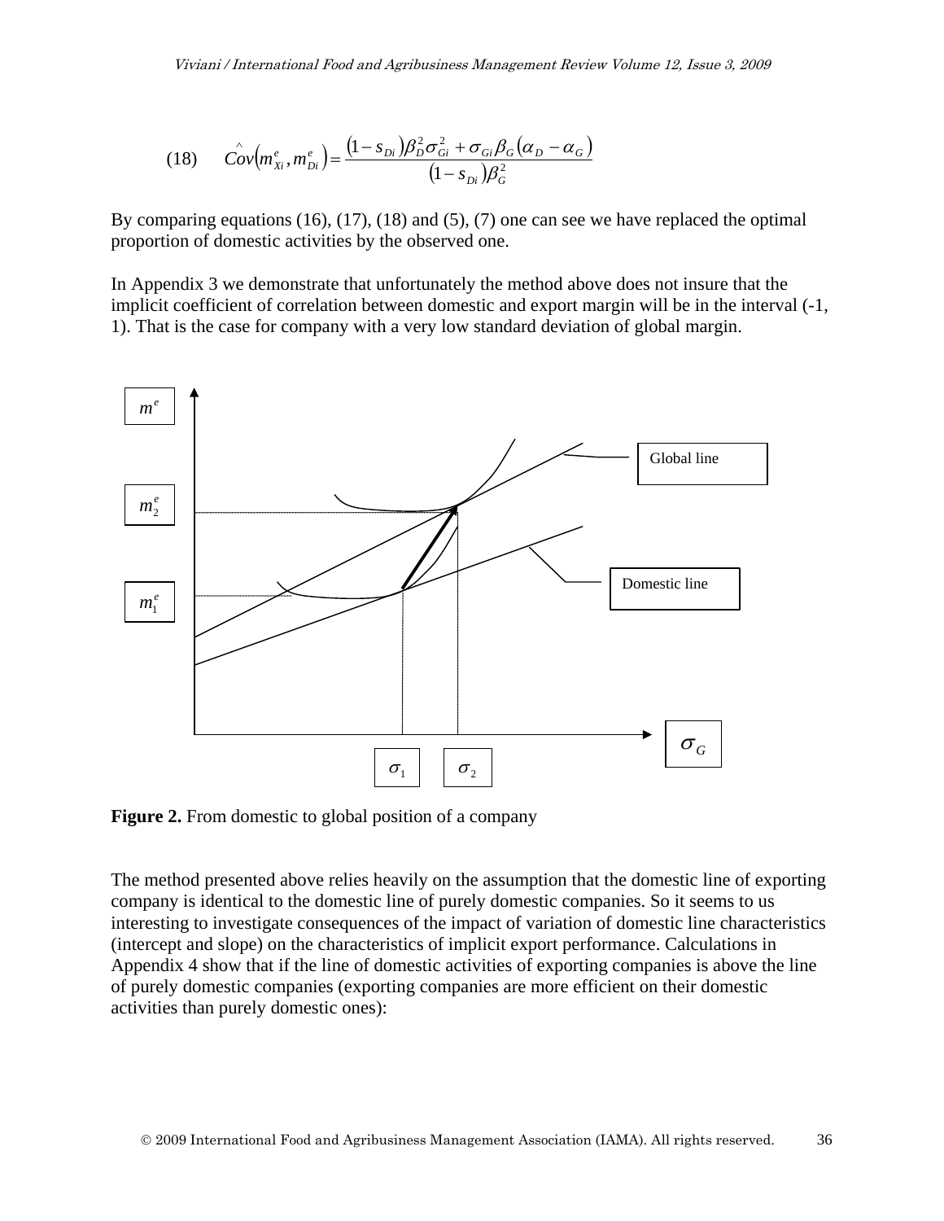$$(18)\qquad \hat{Cov}\left(m_{Xi}^{e}, m_{Di}^{e}\right) = \frac{\left(1 - s_{Di}\right)\beta_D^2 \sigma_{Gi}^2 + \sigma_{Gi}\beta_G\left(\alpha_D - \alpha_G\right)}{\left(1 - s_{Di}\right)\beta_G^2}$$

By comparing equations (16), (17), (18) and (5), (7) one can see we have replaced the optimal proportion of domestic activities by the observed one.

In Appendix 3 we demonstrate that unfortunately the method above does not insure that the implicit coefficient of correlation between domestic and export margin will be in the interval (-1, 1). That is the case for company with a very low standard deviation of global margin.

**Figure 2.** From domestic to global position of a company

The method presented above relies heavily on the assumption that the domestic line of exporting company is identical to the domestic line of purely domestic companies. So it seems to us interesting to investigate consequences of the impact of variation of domestic line characteristics (intercept and slope) on the characteristics of implicit export performance. Calculations in Appendix 4 show that if the line of domestic activities of exporting companies is above the line of purely domestic companies (exporting companies are more efficient on their domestic activities than purely domestic ones):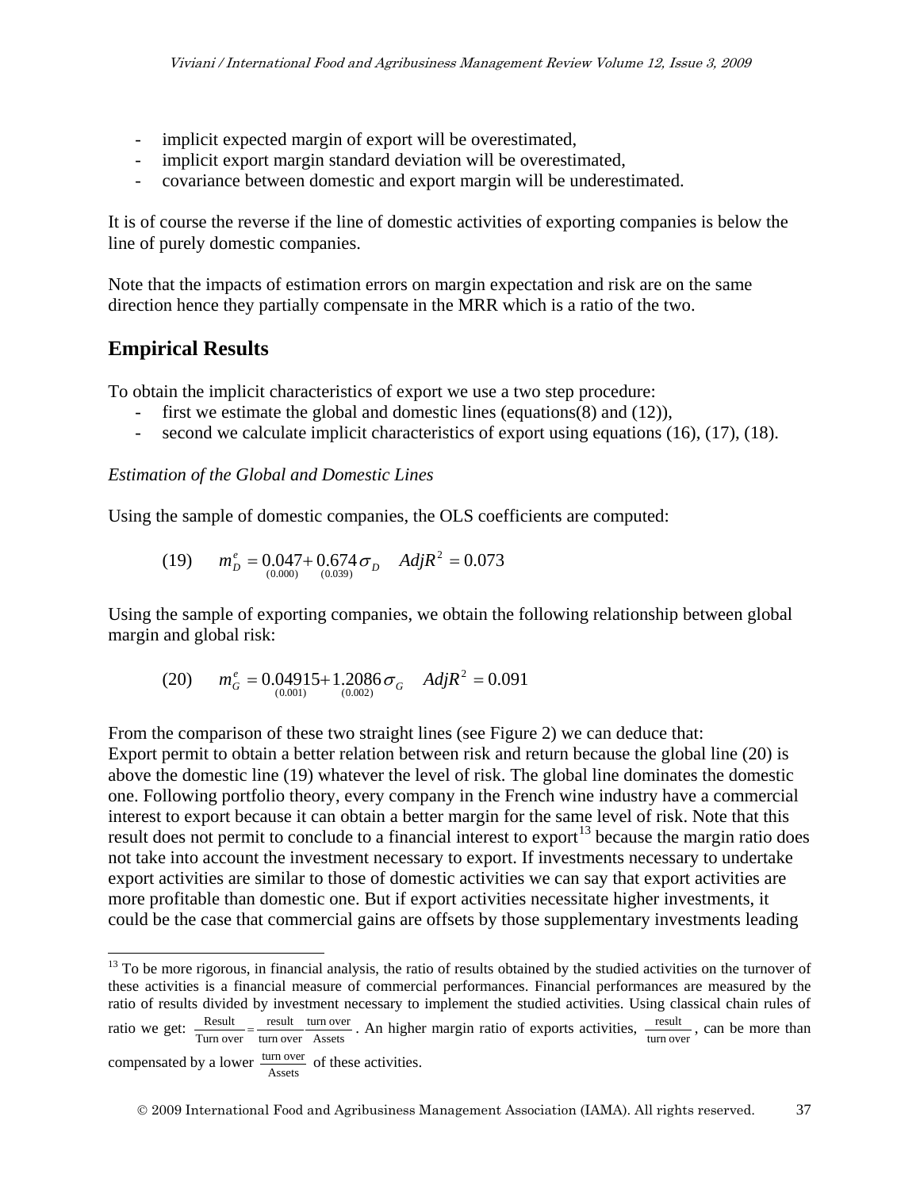- implicit expected margin of export will be overestimated,
- implicit export margin standard deviation will be overestimated,
- covariance between domestic and export margin will be underestimated.

It is of course the reverse if the line of domestic activities of exporting companies is below the line of purely domestic companies.

Note that the impacts of estimation errors on margin expectation and risk are on the same direction hence they partially compensate in the MRR which is a ratio of the two.

## Empirical Results

To obtain the implicit characteristics of export we use a two step procedure:

- first we estimate the global and domestic lines (equations(8) and (12)),
- second we calculate implicit characteristics of export using equations (16), (17), (18).

*Estimation of the Global and Domestic Lines*

Using the sample of domestic companies, the OLS coefficients are computed:

$$(19) \qquad m_D^e = \underset{(0.000)}{0.047} + \underset{(0.039)}{0.674}\sigma_D \quad AdjR^2 = 0.073$$

Using the sample of exporting companies, we obtain the following relationship between global margin and global risk:

$$(20) \qquad m_G^e = \underset{(0.001)}{0.04915} + \underset{(0.002)}{1.2086}\sigma_G \quad AdjR^2 = 0.091$$

From the comparison of these two straight lines (see Figure 2) we can deduce that:
Export permit to obtain a better relation between risk and return because the global line (20) is above the domestic line (19) whatever the level of risk. The global line dominates the domestic one. Following portfolio theory, every company in the French wine industry have a commercial interest to export because it can obtain a better margin for the same level of risk. Note that this result does not permit to conclude to a financial interest to export[13] because the margin ratio does not take into account the investment necessary to export. If investments necessary to undertake export activities are similar to those of domestic activities we can say that export activities are more profitable than domestic one. But if export activities necessitate higher investments, it could be the case that commercial gains are offsets by those supplementary investments leading

[13] To be more rigorous, in financial analysis, the ratio of results obtained by the studied activities on the turnover of these activities is a financial measure of commercial performances. Financial performances are measured by the ratio of results divided by investment necessary to implement the studied activities. Using classical chain rules of ratio we get: $\frac{\text{Result}}{\text{Turn over}} = \frac{\text{result}}{\text{turn over}}\frac{\text{turn over}}{\text{Assets}}$. An higher margin ratio of exports activities, $\frac{\text{result}}{\text{turn over}}$, can be more than compensated by a lower $\frac{\text{turn over}}{\text{Assets}}$ of these activities.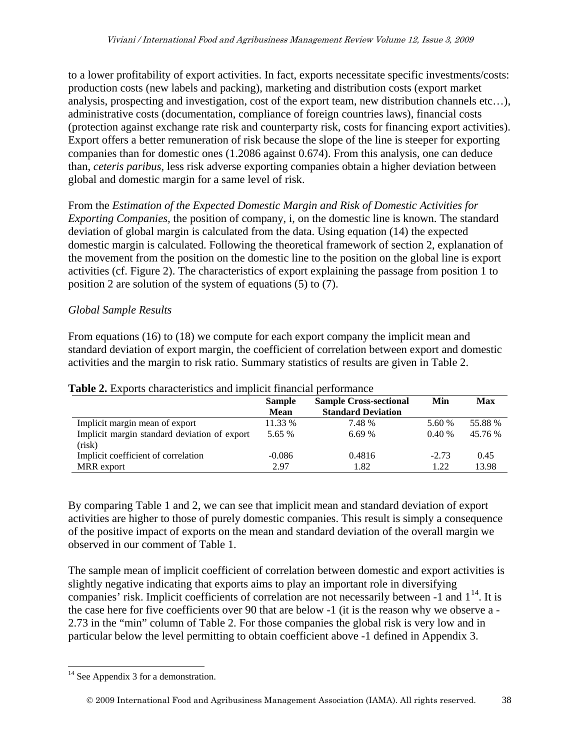to a lower profitability of export activities. In fact, exports necessitate specific investments/costs: production costs (new labels and packing), marketing and distribution costs (export market analysis, prospecting and investigation, cost of the export team, new distribution channels etc…), administrative costs (documentation, compliance of foreign countries laws), financial costs (protection against exchange rate risk and counterparty risk, costs for financing export activities). Export offers a better remuneration of risk because the slope of the line is steeper for exporting companies than for domestic ones (1.2086 against 0.674). From this analysis, one can deduce than, *ceteris paribus*, less risk adverse exporting companies obtain a higher deviation between global and domestic margin for a same level of risk.

From the *Estimation of the Expected Domestic Margin and Risk of Domestic Activities for Exporting Companies*, the position of company, i, on the domestic line is known. The standard deviation of global margin is calculated from the data. Using equation (14) the expected domestic margin is calculated. Following the theoretical framework of section 2, explanation of the movement from the position on the domestic line to the position on the global line is export activities (cf. Figure 2). The characteristics of export explaining the passage from position 1 to position 2 are solution of the system of equations (5) to (7).

*Global Sample Results*

From equations (16) to (18) we compute for each export company the implicit mean and standard deviation of export margin, the coefficient of correlation between export and domestic activities and the margin to risk ratio. Summary statistics of results are given in Table 2.

**Table 2.** Exports characteristics and implicit financial performance

| | Sample Mean | Sample Cross-sectional Standard Deviation | Min | Max |
|---|---|---|---|---|
| Implicit margin mean of export | 11.33 % | 7.48 % | 5.60 % | 55.88 % |
| Implicit margin standard deviation of export (risk) | 5.65 % | 6.69 % | 0.40 % | 45.76 % |
| Implicit coefficient of correlation | -0.086 | 0.4816 | -2.73 | 0.45 |
| MRR export | 2.97 | 1.82 | 1.22 | 13.98 |

By comparing Table 1 and 2, we can see that implicit mean and standard deviation of export activities are higher to those of purely domestic companies. This result is simply a consequence of the positive impact of exports on the mean and standard deviation of the overall margin we observed in our comment of Table 1.

The sample mean of implicit coefficient of correlation between domestic and export activities is slightly negative indicating that exports aims to play an important role in diversifying companies' risk. Implicit coefficients of correlation are not necessarily between -1 and 1[14]. It is the case here for five coefficients over 90 that are below -1 (it is the reason why we observe a -2.73 in the "min" column of Table 2. For those companies the global risk is very low and in particular below the level permitting to obtain coefficient above -1 defined in Appendix 3.

[14] See Appendix 3 for a demonstration.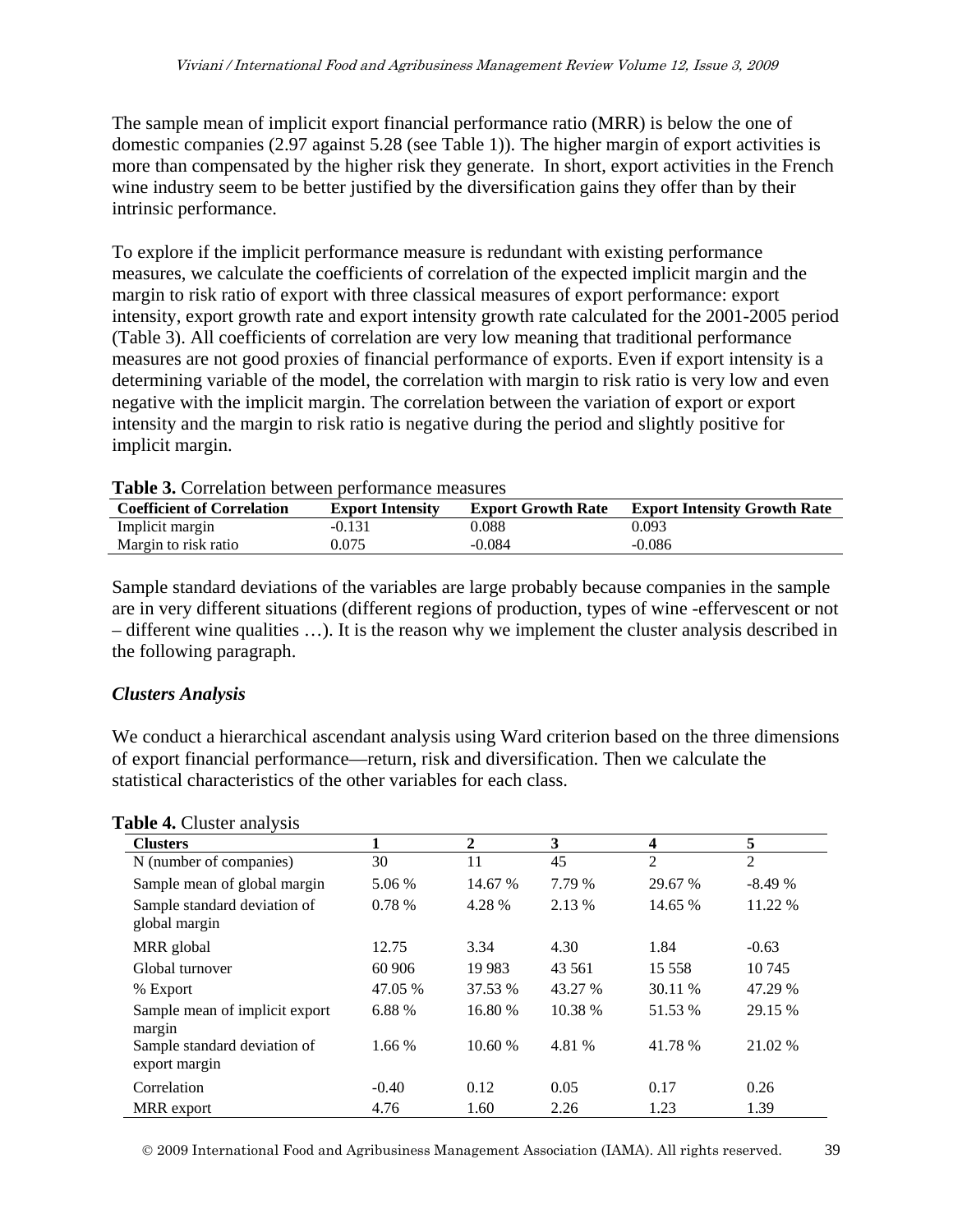The sample mean of implicit export financial performance ratio (MRR) is below the one of domestic companies (2.97 against 5.28 (see Table 1)). The higher margin of export activities is more than compensated by the higher risk they generate. In short, export activities in the French wine industry seem to be better justified by the diversification gains they offer than by their intrinsic performance.

To explore if the implicit performance measure is redundant with existing performance measures, we calculate the coefficients of correlation of the expected implicit margin and the margin to risk ratio of export with three classical measures of export performance: export intensity, export growth rate and export intensity growth rate calculated for the 2001-2005 period (Table 3). All coefficients of correlation are very low meaning that traditional performance measures are not good proxies of financial performance of exports. Even if export intensity is a determining variable of the model, the correlation with margin to risk ratio is very low and even negative with the implicit margin. The correlation between the variation of export or export intensity and the margin to risk ratio is negative during the period and slightly positive for implicit margin.

**Table 3.** Correlation between performance measures

| Coefficient of Correlation | Export Intensity | Export Growth Rate | Export Intensity Growth Rate |
|---|---|---|---|
| Implicit margin | -0.131 | 0.088 | 0.093 |
| Margin to risk ratio | 0.075 | -0.084 | -0.086 |

Sample standard deviations of the variables are large probably because companies in the sample are in very different situations (different regions of production, types of wine -effervescent or not – different wine qualities …). It is the reason why we implement the cluster analysis described in the following paragraph.

### *Clusters Analysis*

We conduct a hierarchical ascendant analysis using Ward criterion based on the three dimensions of export financial performance—return, risk and diversification. Then we calculate the statistical characteristics of the other variables for each class.

**Table 4.** Cluster analysis

| Clusters | 1 | 2 | 3 | 4 | 5 |
|---|---|---|---|---|---|
| N (number of companies) | 30 | 11 | 45 | 2 | 2 |
| Sample mean of global margin | 5.06 % | 14.67 % | 7.79 % | 29.67 % | -8.49 % |
| Sample standard deviation of global margin | 0.78 % | 4.28 % | 2.13 % | 14.65 % | 11.22 % |
| MRR global | 12.75 | 3.34 | 4.30 | 1.84 | -0.63 |
| Global turnover | 60 906 | 19 983 | 43 561 | 15 558 | 10 745 |
| % Export | 47.05 % | 37.53 % | 43.27 % | 30.11 % | 47.29 % |
| Sample mean of implicit export margin | 6.88 % | 16.80 % | 10.38 % | 51.53 % | 29.15 % |
| Sample standard deviation of export margin | 1.66 % | 10.60 % | 4.81 % | 41.78 % | 21.02 % |
| Correlation | -0.40 | 0.12 | 0.05 | 0.17 | 0.26 |
| MRR export | 4.76 | 1.60 | 2.26 | 1.23 | 1.39 |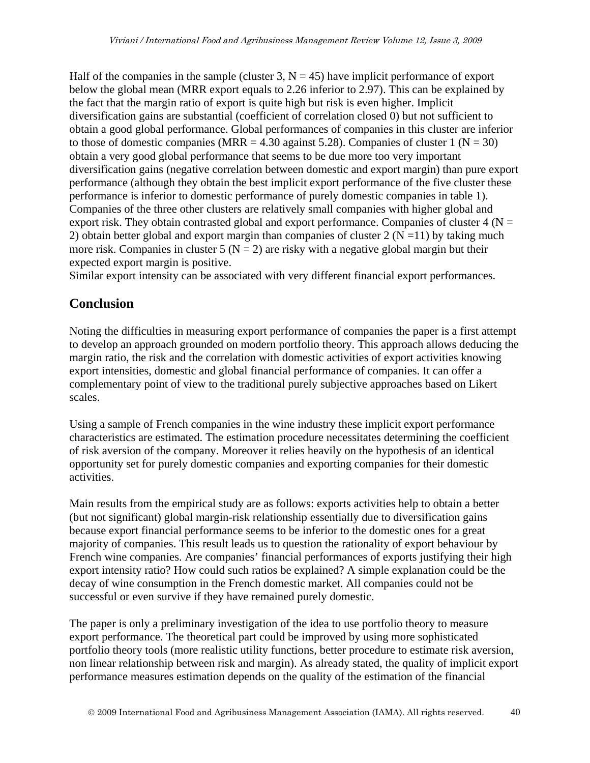Half of the companies in the sample (cluster 3, N = 45) have implicit performance of export below the global mean (MRR export equals to 2.26 inferior to 2.97). This can be explained by the fact that the margin ratio of export is quite high but risk is even higher. Implicit diversification gains are substantial (coefficient of correlation closed 0) but not sufficient to obtain a good global performance. Global performances of companies in this cluster are inferior to those of domestic companies (MRR = 4.30 against 5.28). Companies of cluster 1 (N = 30) obtain a very good global performance that seems to be due more too very important diversification gains (negative correlation between domestic and export margin) than pure export performance (although they obtain the best implicit export performance of the five cluster these performance is inferior to domestic performance of purely domestic companies in table 1). Companies of the three other clusters are relatively small companies with higher global and export risk. They obtain contrasted global and export performance. Companies of cluster 4 (N = 2) obtain better global and export margin than companies of cluster 2 (N =11) by taking much more risk. Companies in cluster 5 (N = 2) are risky with a negative global margin but their expected export margin is positive.
Similar export intensity can be associated with very different financial export performances.

## Conclusion

Noting the difficulties in measuring export performance of companies the paper is a first attempt to develop an approach grounded on modern portfolio theory. This approach allows deducing the margin ratio, the risk and the correlation with domestic activities of export activities knowing export intensities, domestic and global financial performance of companies. It can offer a complementary point of view to the traditional purely subjective approaches based on Likert scales.

Using a sample of French companies in the wine industry these implicit export performance characteristics are estimated. The estimation procedure necessitates determining the coefficient of risk aversion of the company. Moreover it relies heavily on the hypothesis of an identical opportunity set for purely domestic companies and exporting companies for their domestic activities.

Main results from the empirical study are as follows: exports activities help to obtain a better (but not significant) global margin-risk relationship essentially due to diversification gains because export financial performance seems to be inferior to the domestic ones for a great majority of companies. This result leads us to question the rationality of export behaviour by French wine companies. Are companies' financial performances of exports justifying their high export intensity ratio? How could such ratios be explained? A simple explanation could be the decay of wine consumption in the French domestic market. All companies could not be successful or even survive if they have remained purely domestic.

The paper is only a preliminary investigation of the idea to use portfolio theory to measure export performance. The theoretical part could be improved by using more sophisticated portfolio theory tools (more realistic utility functions, better procedure to estimate risk aversion, non linear relationship between risk and margin). As already stated, the quality of implicit export performance measures estimation depends on the quality of the estimation of the financial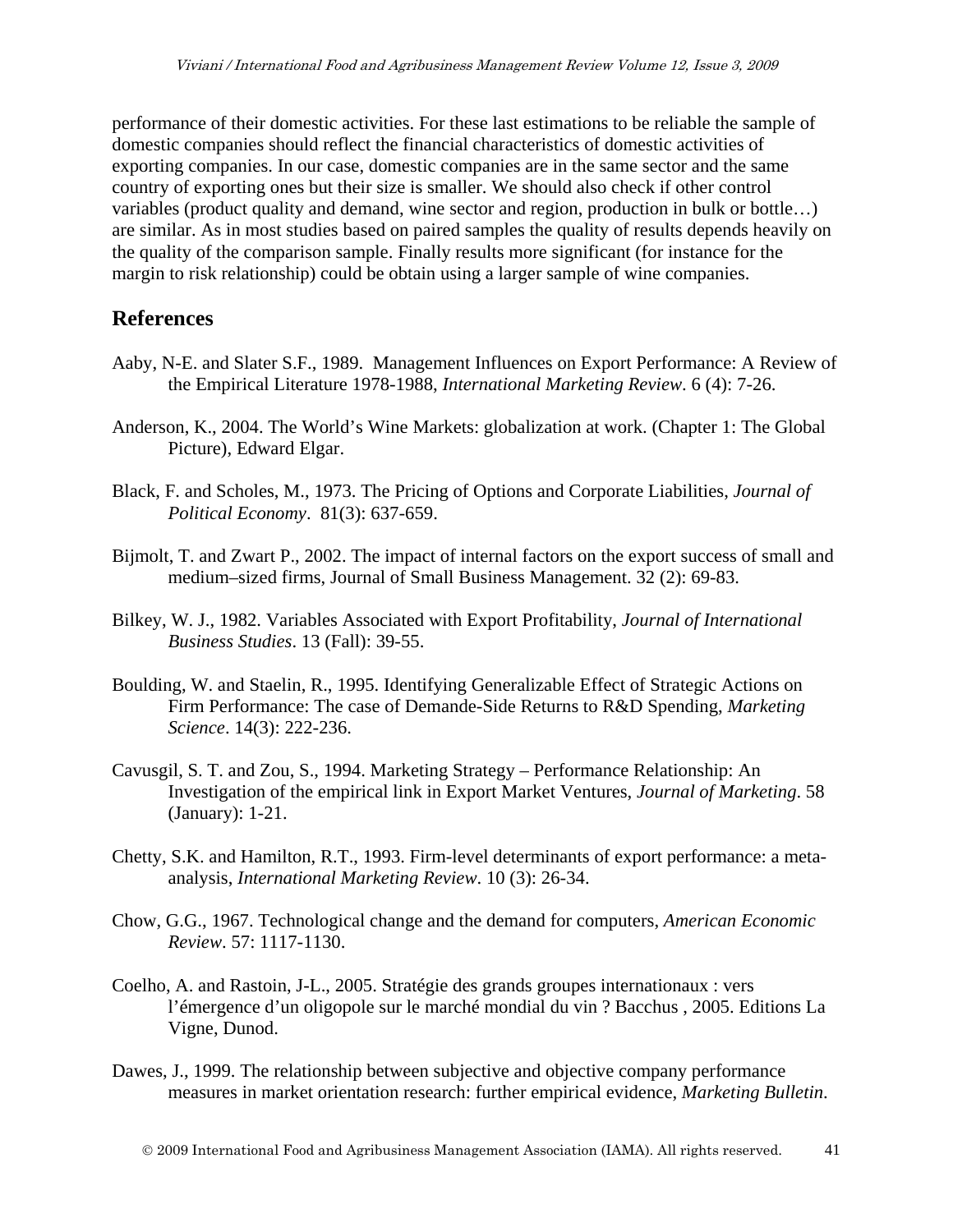performance of their domestic activities. For these last estimations to be reliable the sample of domestic companies should reflect the financial characteristics of domestic activities of exporting companies. In our case, domestic companies are in the same sector and the same country of exporting ones but their size is smaller. We should also check if other control variables (product quality and demand, wine sector and region, production in bulk or bottle…) are similar. As in most studies based on paired samples the quality of results depends heavily on the quality of the comparison sample. Finally results more significant (for instance for the margin to risk relationship) could be obtain using a larger sample of wine companies.

## References

Aaby, N-E. and Slater S.F., 1989. Management Influences on Export Performance: A Review of the Empirical Literature 1978-1988, *International Marketing Review*. 6 (4): 7-26.

Anderson, K., 2004. The World's Wine Markets: globalization at work. (Chapter 1: The Global Picture), Edward Elgar.

Black, F. and Scholes, M., 1973. The Pricing of Options and Corporate Liabilities, *Journal of Political Economy*. 81(3): 637-659.

Bijmolt, T. and Zwart P., 2002. The impact of internal factors on the export success of small and medium–sized firms, Journal of Small Business Management. 32 (2): 69-83.

Bilkey, W. J., 1982. Variables Associated with Export Profitability, *Journal of International Business Studies*. 13 (Fall): 39-55.

Boulding, W. and Staelin, R., 1995. Identifying Generalizable Effect of Strategic Actions on Firm Performance: The case of Demande-Side Returns to R&D Spending, *Marketing Science*. 14(3): 222-236.

Cavusgil, S. T. and Zou, S., 1994. Marketing Strategy – Performance Relationship: An Investigation of the empirical link in Export Market Ventures, *Journal of Marketing*. 58 (January): 1-21.

Chetty, S.K. and Hamilton, R.T., 1993. Firm-level determinants of export performance: a meta-analysis, *International Marketing Review*. 10 (3): 26-34.

Chow, G.G., 1967. Technological change and the demand for computers, *American Economic Review*. 57: 1117-1130.

Coelho, A. and Rastoin, J-L., 2005. Stratégie des grands groupes internationaux : vers l'émergence d'un oligopole sur le marché mondial du vin ? Bacchus , 2005. Editions La Vigne, Dunod.

Dawes, J., 1999. The relationship between subjective and objective company performance measures in market orientation research: further empirical evidence, *Marketing Bulletin*.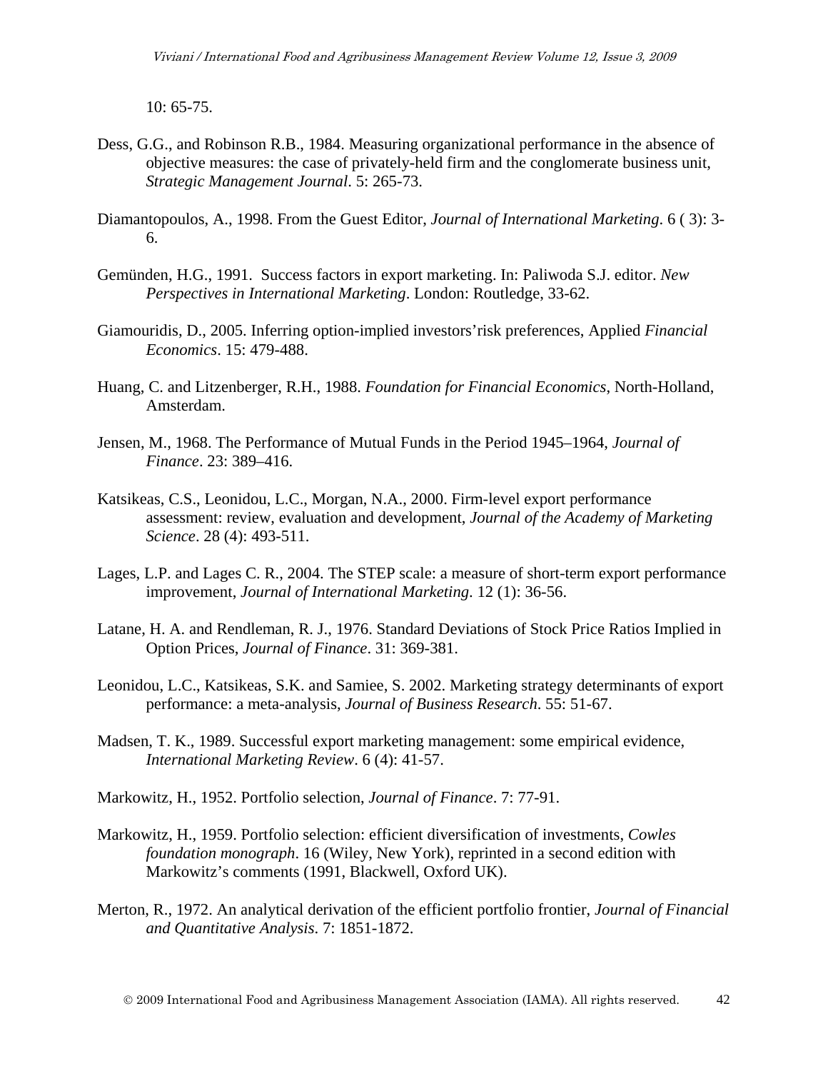10: 65-75.

Dess, G.G., and Robinson R.B., 1984. Measuring organizational performance in the absence of objective measures: the case of privately-held firm and the conglomerate business unit, *Strategic Management Journal*. 5: 265-73.

Diamantopoulos, A., 1998. From the Guest Editor, *Journal of International Marketing*. 6 ( 3): 3-6.

Gemünden, H.G., 1991. Success factors in export marketing. In: Paliwoda S.J. editor. *New Perspectives in International Marketing*. London: Routledge, 33-62.

Giamouridis, D., 2005. Inferring option-implied investors'risk preferences, Applied *Financial Economics*. 15: 479-488.

Huang, C. and Litzenberger, R.H., 1988. *Foundation for Financial Economics*, North-Holland, Amsterdam.

Jensen, M., 1968. The Performance of Mutual Funds in the Period 1945–1964, *Journal of Finance*. 23: 389–416.

Katsikeas, C.S., Leonidou, L.C., Morgan, N.A., 2000. Firm-level export performance assessment: review, evaluation and development, *Journal of the Academy of Marketing Science*. 28 (4): 493-511.

Lages, L.P. and Lages C. R., 2004. The STEP scale: a measure of short-term export performance improvement, *Journal of International Marketing*. 12 (1): 36-56.

Latane, H. A. and Rendleman, R. J., 1976. Standard Deviations of Stock Price Ratios Implied in Option Prices, *Journal of Finance*. 31: 369-381.

Leonidou, L.C., Katsikeas, S.K. and Samiee, S. 2002. Marketing strategy determinants of export performance: a meta-analysis, *Journal of Business Research*. 55: 51-67.

Madsen, T. K., 1989. Successful export marketing management: some empirical evidence, *International Marketing Review*. 6 (4): 41-57.

Markowitz, H., 1952. Portfolio selection, *Journal of Finance*. 7: 77-91.

Markowitz, H., 1959. Portfolio selection: efficient diversification of investments, *Cowles foundation monograph*. 16 (Wiley, New York), reprinted in a second edition with Markowitz's comments (1991, Blackwell, Oxford UK).

Merton, R., 1972. An analytical derivation of the efficient portfolio frontier, *Journal of Financial and Quantitative Analysis*. 7: 1851-1872.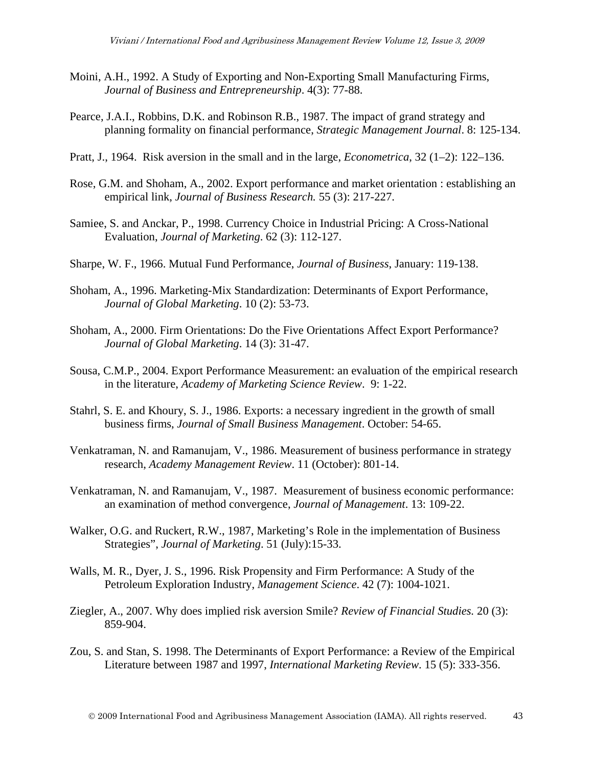Moini, A.H., 1992. A Study of Exporting and Non-Exporting Small Manufacturing Firms, *Journal of Business and Entrepreneurship*. 4(3): 77-88.

Pearce, J.A.I., Robbins, D.K. and Robinson R.B., 1987. The impact of grand strategy and planning formality on financial performance, *Strategic Management Journal*. 8: 125-134.

Pratt, J., 1964. Risk aversion in the small and in the large, *Econometrica*, 32 (1–2): 122–136.

Rose, G.M. and Shoham, A., 2002. Export performance and market orientation : establishing an empirical link, *Journal of Business Research.* 55 (3): 217-227.

Samiee, S. and Anckar, P., 1998. Currency Choice in Industrial Pricing: A Cross-National Evaluation, *Journal of Marketing*. 62 (3): 112-127.

Sharpe, W. F., 1966. Mutual Fund Performance, *Journal of Business*, January: 119-138.

Shoham, A., 1996. Marketing-Mix Standardization: Determinants of Export Performance, *Journal of Global Marketing*. 10 (2): 53-73.

Shoham, A., 2000. Firm Orientations: Do the Five Orientations Affect Export Performance? *Journal of Global Marketing*. 14 (3): 31-47.

Sousa, C.M.P., 2004. Export Performance Measurement: an evaluation of the empirical research in the literature, *Academy of Marketing Science Review*. 9: 1-22.

Stahrl, S. E. and Khoury, S. J., 1986. Exports: a necessary ingredient in the growth of small business firms, *Journal of Small Business Management*. October: 54-65.

Venkatraman, N. and Ramanujam, V., 1986. Measurement of business performance in strategy research, *Academy Management Review*. 11 (October): 801-14.

Venkatraman, N. and Ramanujam, V., 1987. Measurement of business economic performance: an examination of method convergence, *Journal of Management*. 13: 109-22.

Walker, O.G. and Ruckert, R.W., 1987, Marketing's Role in the implementation of Business Strategies", *Journal of Marketing*. 51 (July):15-33.

Walls, M. R., Dyer, J. S., 1996. Risk Propensity and Firm Performance: A Study of the Petroleum Exploration Industry, *Management Science*. 42 (7): 1004-1021.

Ziegler, A., 2007. Why does implied risk aversion Smile? *Review of Financial Studies.* 20 (3): 859-904.

Zou, S. and Stan, S. 1998. The Determinants of Export Performance: a Review of the Empirical Literature between 1987 and 1997, *International Marketing Review*. 15 (5): 333-356.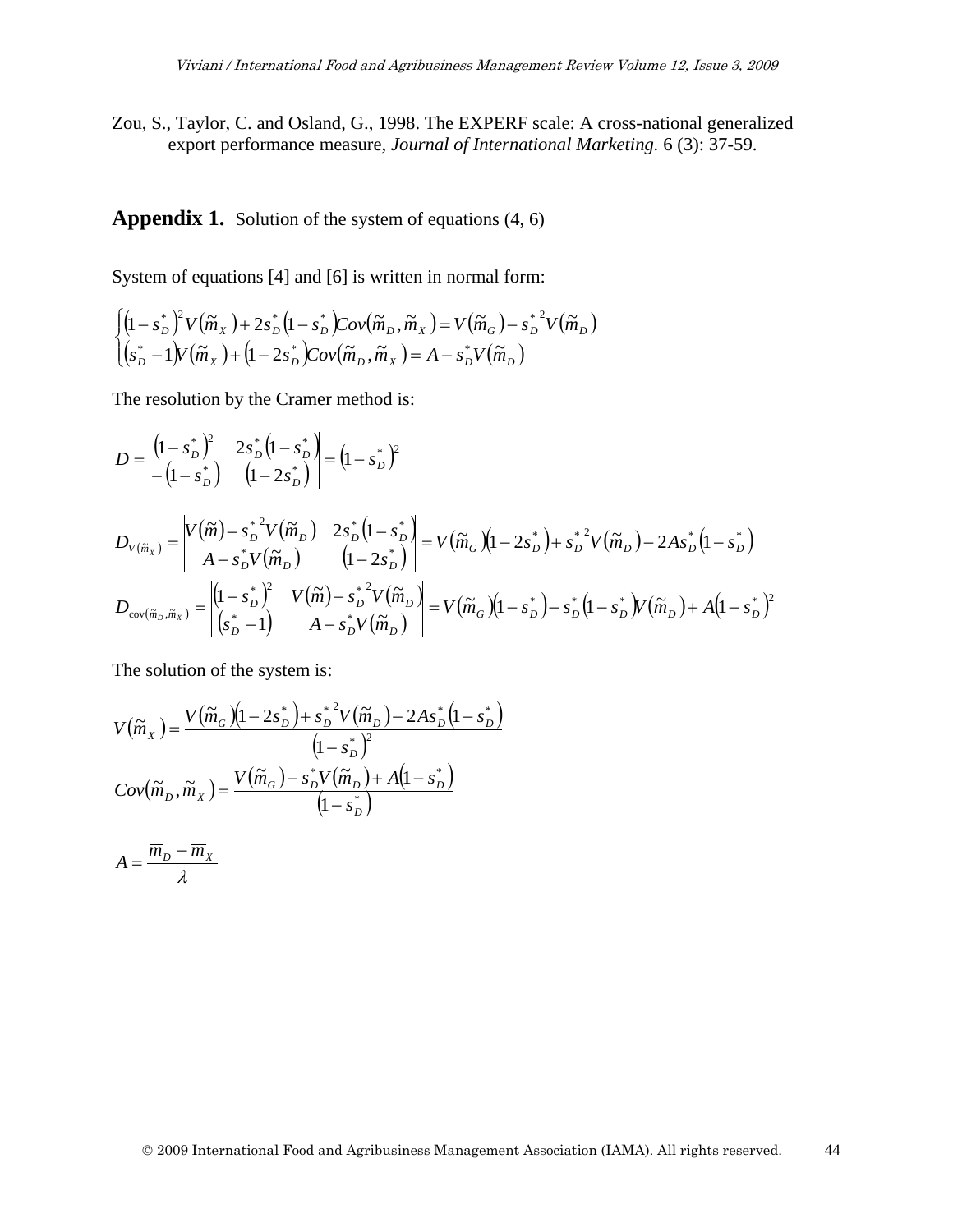Zou, S., Taylor, C. and Osland, G., 1998. The EXPERF scale: A cross-national generalized export performance measure, *Journal of International Marketing.* 6 (3): 37-59.

## Appendix 1. Solution of the system of equations (4, 6)

System of equations [4] and [6] is written in normal form:

$$\begin{cases} \left(1-s_D^*\right)^2 V\left(\tilde{m}_X\right) + 2s_D^*\left(1-s_D^*\right)Cov\left(\tilde{m}_D,\tilde{m}_X\right) = V\left(\tilde{m}_G\right) - s_D^{*\,2}V\left(\tilde{m}_D\right) \\ \left(s_D^*-1\right)V\left(\tilde{m}_X\right) + \left(1-2s_D^*\right)Cov\left(\tilde{m}_D,\tilde{m}_X\right) = A - s_D^* V\left(\tilde{m}_D\right) \end{cases}$$

The resolution by the Cramer method is:

$$D = \begin{vmatrix} \left(1-s_D^*\right)^2 & 2s_D^*\left(1-s_D^*\right) \\ -\left(1-s_D^*\right) & \left(1-2s_D^*\right) \end{vmatrix} = \left(1-s_D^*\right)^2$$

$$D_{V(\tilde{m}_X)} = \begin{vmatrix} V\left(\tilde{m}\right) - s_D^{*\,2}V\left(\tilde{m}_D\right) & 2s_D^*\left(1-s_D^*\right) \\ A - s_D^*V\left(\tilde{m}_D\right) & \left(1-2s_D^*\right) \end{vmatrix} = V\left(\tilde{m}_G\right)\left(1-2s_D^*\right) + s_D^{*\,2}V\left(\tilde{m}_D\right) - 2As_D^*\left(1-s_D^*\right)$$

$$D_{\text{cov}(\tilde{m}_D,\tilde{m}_X)} = \begin{vmatrix} \left(1-s_D^*\right)^2 & V\left(\tilde{m}\right) - s_D^{*\,2}V\left(\tilde{m}_D\right) \\ \left(s_D^*-1\right) & A - s_D^*V\left(\tilde{m}_D\right) \end{vmatrix} = V\left(\tilde{m}_G\right)\left(1-s_D^*\right) - s_D^*\left(1-s_D^*\right)V\left(\tilde{m}_D\right) + A\left(1-s_D^*\right)^2$$

The solution of the system is:

$$V\left(\tilde{m}_X\right) = \frac{V\left(\tilde{m}_G\right)\left(1-2s_D^*\right) + s_D^{*\,2}V\left(\tilde{m}_D\right) - 2As_D^*\left(1-s_D^*\right)}{\left(1-s_D^*\right)^2}$$

$$Cov\left(\tilde{m}_D,\tilde{m}_X\right) = \frac{V\left(\tilde{m}_G\right) - s_D^*V\left(\tilde{m}_D\right) + A\left(1-s_D^*\right)}{\left(1-s_D^*\right)}$$

$$A = \frac{\overline{m}_D - \overline{m}_X}{\lambda}$$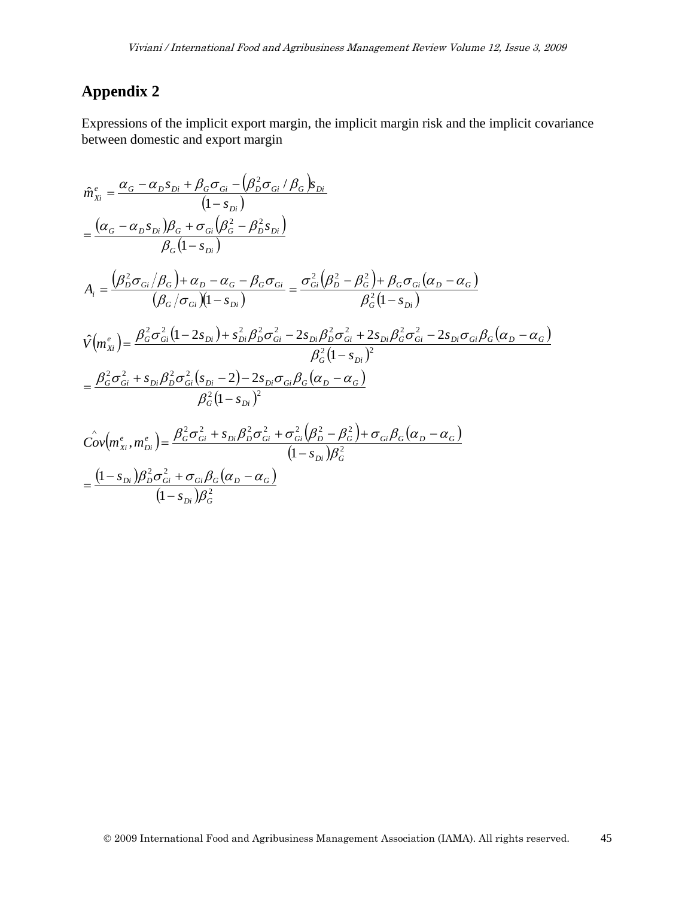## Appendix 2

Expressions of the implicit export margin, the implicit margin risk and the implicit covariance between domestic and export margin

$$\hat{m}_{Xi}^{e} = \frac{\alpha_G - \alpha_D s_{Di} + \beta_G \sigma_{Gi} - \left(\beta_D^2 \sigma_{Gi} / \beta_G\right) s_{Di}}{\left(1 - s_{Di}\right)}$$

$$= \frac{\left(\alpha_G - \alpha_D s_{Di}\right)\beta_G + \sigma_{Gi}\left(\beta_G^2 - \beta_D^2 s_{Di}\right)}{\beta_G \left(1 - s_{Di}\right)}$$

$$A_i = \frac{\left(\beta_D^2 \sigma_{Gi} / \beta_G\right) + \alpha_D - \alpha_G - \beta_G \sigma_{Gi}}{\left(\beta_G / \sigma_{Gi}\right)\left(1 - s_{Di}\right)} = \frac{\sigma_{Gi}^2 \left(\beta_D^2 - \beta_G^2\right) + \beta_G \sigma_{Gi}\left(\alpha_D - \alpha_G\right)}{\beta_G^2 \left(1 - s_{Di}\right)}$$

$$\hat{V}\left(m_{Xi}^{e}\right) = \frac{\beta_G^2 \sigma_{Gi}^2 \left(1 - 2 s_{Di}\right) + s_{Di}^2 \beta_D^2 \sigma_{Gi}^2 - 2 s_{Di} \beta_D^2 \sigma_{Gi}^2 + 2 s_{Di} \beta_G^2 \sigma_{Gi}^2 - 2 s_{Di} \sigma_{Gi} \beta_G \left(\alpha_D - \alpha_G\right)}{\beta_G^2 \left(1 - s_{Di}\right)^2}$$

$$= \frac{\beta_G^2 \sigma_{Gi}^2 + s_{Di} \beta_D^2 \sigma_{Gi}^2 \left(s_{Di} - 2\right) - 2 s_{Di} \sigma_{Gi} \beta_G \left(\alpha_D - \alpha_G\right)}{\beta_G^2 \left(1 - s_{Di}\right)^2}$$

$$\hat{Cov}\left(m_{Xi}^{e}, m_{Di}^{e}\right) = \frac{\beta_G^2 \sigma_{Gi}^2 + s_{Di} \beta_D^2 \sigma_{Gi}^2 + \sigma_{Gi}^2 \left(\beta_D^2 - \beta_G^2\right) + \sigma_{Gi} \beta_G \left(\alpha_D - \alpha_G\right)}{\left(1 - s_{Di}\right) \beta_G^2}$$

$$= \frac{\left(1 - s_{Di}\right) \beta_D^2 \sigma_{Gi}^2 + \sigma_{Gi} \beta_G \left(\alpha_D - \alpha_G\right)}{\left(1 - s_{Di}\right) \beta_G^2}$$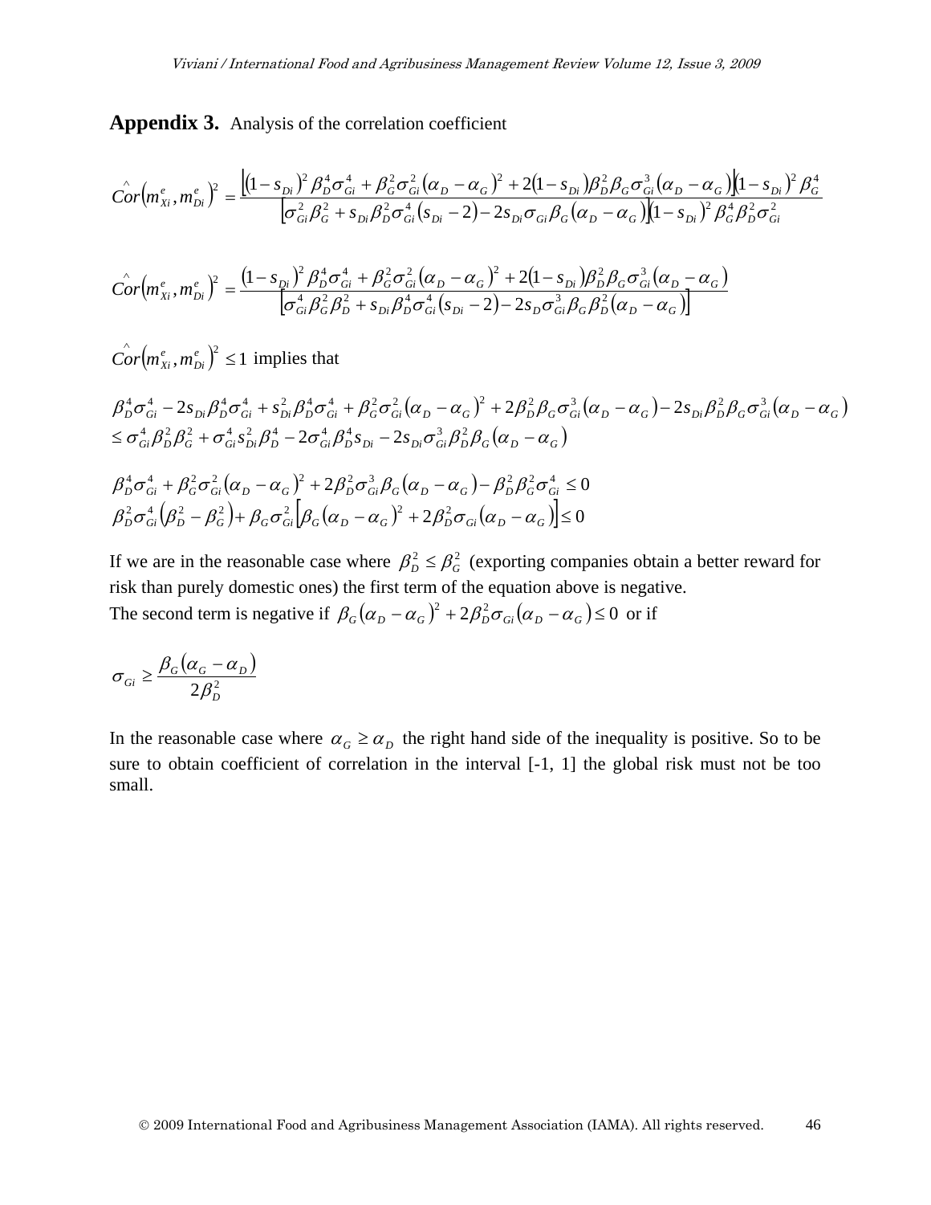**Appendix 3.** Analysis of the correlation coefficient

$$\hat{Cor}\left(m_{Xi}^{e}, m_{Di}^{e}\right)^{2} = \frac{\left[(1-s_{Di})^{2}\beta_{D}^{4}\sigma_{Gi}^{4} + \beta_{G}^{2}\sigma_{Gi}^{2}(\alpha_{D}-\alpha_{G})^{2} + 2(1-s_{Di})\beta_{D}^{2}\beta_{G}\sigma_{Gi}^{3}(\alpha_{D}-\alpha_{G})\right](1-s_{Di})^{2}\beta_{G}^{4}}{\left[\sigma_{Gi}^{2}\beta_{G}^{2} + s_{Di}\beta_{D}^{2}\sigma_{Gi}^{4}(s_{Di}-2) - 2s_{Di}\sigma_{Gi}\beta_{G}(\alpha_{D}-\alpha_{G})\right](1-s_{Di})^{2}\beta_{G}^{4}\beta_{D}^{2}\sigma_{Gi}^{2}}$$

$$\hat{Cor}\left(m_{Xi}^{e}, m_{Di}^{e}\right)^{2} = \frac{(1-s_{Di})^{2}\beta_{D}^{4}\sigma_{Gi}^{4} + \beta_{G}^{2}\sigma_{Gi}^{2}(\alpha_{D}-\alpha_{G})^{2} + 2(1-s_{Di})\beta_{D}^{2}\beta_{G}\sigma_{Gi}^{3}(\alpha_{D}-\alpha_{G})}{\left[\sigma_{Gi}^{4}\beta_{G}^{2}\beta_{D}^{2} + s_{Di}\beta_{D}^{4}\sigma_{Gi}^{4}(s_{Di}-2) - 2s_{D}\sigma_{Gi}^{3}\beta_{G}\beta_{D}^{2}(\alpha_{D}-\alpha_{G})\right]}$$

$\hat{Cor}\left(m_{Xi}^{e}, m_{Di}^{e}\right)^{2} \leq 1$ implies that

$$\beta_{D}^{4}\sigma_{Gi}^{4} - 2s_{Di}\beta_{D}^{4}\sigma_{Gi}^{4} + s_{Di}^{2}\beta_{D}^{4}\sigma_{Gi}^{4} + \beta_{G}^{2}\sigma_{Gi}^{2}(\alpha_{D}-\alpha_{G})^{2} + 2\beta_{D}^{2}\beta_{G}\sigma_{Gi}^{3}(\alpha_{D}-\alpha_{G}) - 2s_{Di}\beta_{D}^{2}\beta_{G}\sigma_{Gi}^{3}(\alpha_{D}-\alpha_{G})$$
$$\leq \sigma_{Gi}^{4}\beta_{D}^{2}\beta_{G}^{2} + \sigma_{Gi}^{4}s_{Di}^{2}\beta_{D}^{4} - 2\sigma_{Gi}^{4}\beta_{D}^{4}s_{Di} - 2s_{Di}\sigma_{Gi}^{3}\beta_{D}^{2}\beta_{G}(\alpha_{D}-\alpha_{G})$$

$$\beta_{D}^{4}\sigma_{Gi}^{4} + \beta_{G}^{2}\sigma_{Gi}^{2}(\alpha_{D}-\alpha_{G})^{2} + 2\beta_{D}^{2}\sigma_{Gi}^{3}\beta_{G}(\alpha_{D}-\alpha_{G}) - \beta_{D}^{2}\beta_{G}^{2}\sigma_{Gi}^{4} \leq 0$$
$$\beta_{D}^{2}\sigma_{Gi}^{4}\left(\beta_{D}^{2} - \beta_{G}^{2}\right) + \beta_{G}\sigma_{Gi}^{2}\left[\beta_{G}(\alpha_{D}-\alpha_{G})^{2} + 2\beta_{D}^{2}\sigma_{Gi}(\alpha_{D}-\alpha_{G})\right] \leq 0$$

If we are in the reasonable case where $\beta_{D}^{2} \leq \beta_{G}^{2}$ (exporting companies obtain a better reward for risk than purely domestic ones) the first term of the equation above is negative.
The second term is negative if $\beta_{G}(\alpha_{D}-\alpha_{G})^{2} + 2\beta_{D}^{2}\sigma_{Gi}(\alpha_{D}-\alpha_{G}) \leq 0$ or if

$$\sigma_{Gi} \geq \frac{\beta_{G}(\alpha_{G}-\alpha_{D})}{2\beta_{D}^{2}}$$

In the reasonable case where $\alpha_{G} \geq \alpha_{D}$ the right hand side of the inequality is positive. So to be sure to obtain coefficient of correlation in the interval [-1, 1] the global risk must not be too small.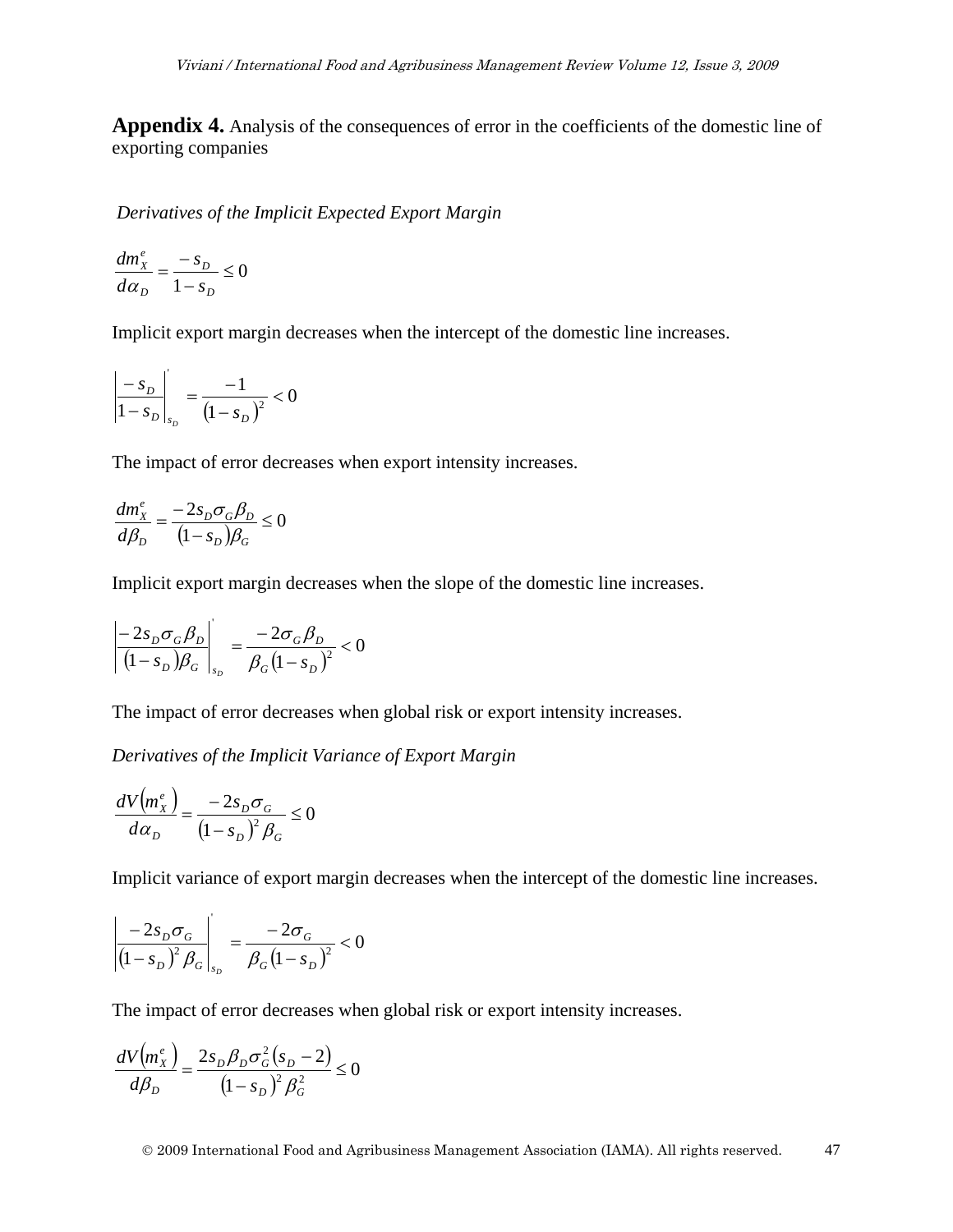**Appendix 4.** Analysis of the consequences of error in the coefficients of the domestic line of exporting companies

*Derivatives of the Implicit Expected Export Margin*

$$\frac{dm_X^e}{d\alpha_D} = \frac{-s_D}{1-s_D} \leq 0$$

Implicit export margin decreases when the intercept of the domestic line increases.

$$\left|\frac{-s_D}{1-s_D}\right|_{s_D}' = \frac{-1}{\left(1-s_D\right)^2} < 0$$

The impact of error decreases when export intensity increases.

$$\frac{dm_X^e}{d\beta_D} = \frac{-2s_D\sigma_G\beta_D}{\left(1-s_D\right)\beta_G} \leq 0$$

Implicit export margin decreases when the slope of the domestic line increases.

$$\left|\frac{-2s_D\sigma_G\beta_D}{\left(1-s_D\right)\beta_G}\right|_{s_D}' = \frac{-2\sigma_G\beta_D}{\beta_G\left(1-s_D\right)^2} < 0$$

The impact of error decreases when global risk or export intensity increases.

*Derivatives of the Implicit Variance of Export Margin*

$$\frac{dV\left(m_X^e\right)}{d\alpha_D} = \frac{-2s_D\sigma_G}{\left(1-s_D\right)^2\beta_G} \leq 0$$

Implicit variance of export margin decreases when the intercept of the domestic line increases.

$$\left|\frac{-2s_D\sigma_G}{\left(1-s_D\right)^2\beta_G}\right|_{s_D}' = \frac{-2\sigma_G}{\beta_G\left(1-s_D\right)^2} < 0$$

The impact of error decreases when global risk or export intensity increases.

$$\frac{dV\left(m_X^e\right)}{d\beta_D} = \frac{2s_D\beta_D\sigma_G^2\left(s_D-2\right)}{\left(1-s_D\right)^2\beta_G^2} \leq 0$$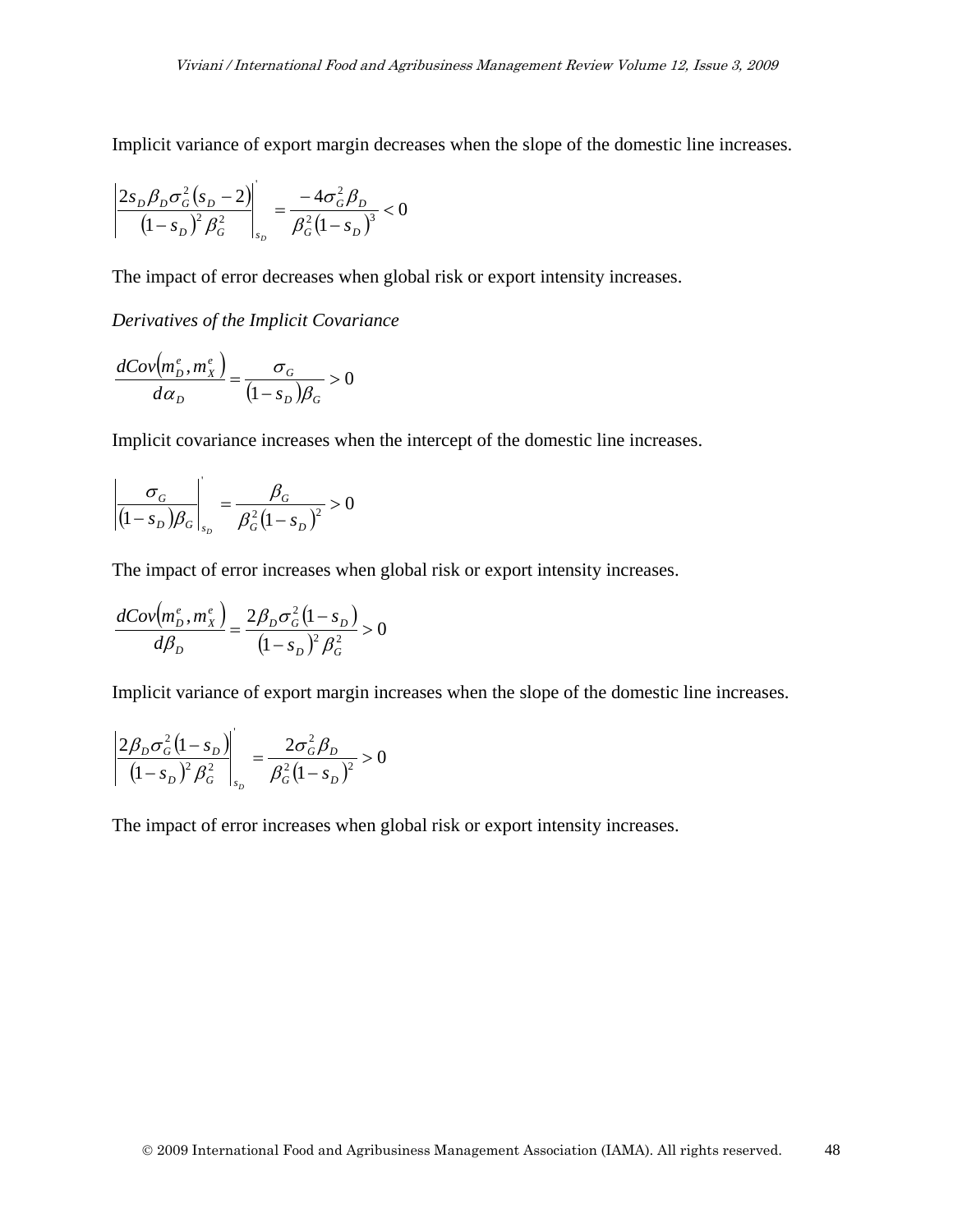Implicit variance of export margin decreases when the slope of the domestic line increases.

$$\left| \frac{2s_D \beta_D \sigma_G^2 (s_D - 2)}{(1 - s_D)^2 \beta_G^2} \right|_{s_D}^{'} = \frac{-4\sigma_G^2 \beta_D}{\beta_G^2 (1 - s_D)^3} < 0$$

The impact of error decreases when global risk or export intensity increases.

*Derivatives of the Implicit Covariance*

$$\frac{dCov(m_D^e, m_X^e)}{d\alpha_D} = \frac{\sigma_G}{(1 - s_D)\beta_G} > 0$$

Implicit covariance increases when the intercept of the domestic line increases.

$$\left| \frac{\sigma_G}{(1 - s_D)\beta_G} \right|_{s_D}^{'} = \frac{\beta_G}{\beta_G^2 (1 - s_D)^2} > 0$$

The impact of error increases when global risk or export intensity increases.

$$\frac{dCov(m_D^e, m_X^e)}{d\beta_D} = \frac{2\beta_D \sigma_G^2 (1 - s_D)}{(1 - s_D)^2 \beta_G^2} > 0$$

Implicit variance of export margin increases when the slope of the domestic line increases.

$$\left| \frac{2\beta_D \sigma_G^2 (1 - s_D)}{(1 - s_D)^2 \beta_G^2} \right|_{s_D}^{'} = \frac{2\sigma_G^2 \beta_D}{\beta_G^2 (1 - s_D)^2} > 0$$

The impact of error increases when global risk or export intensity increases.